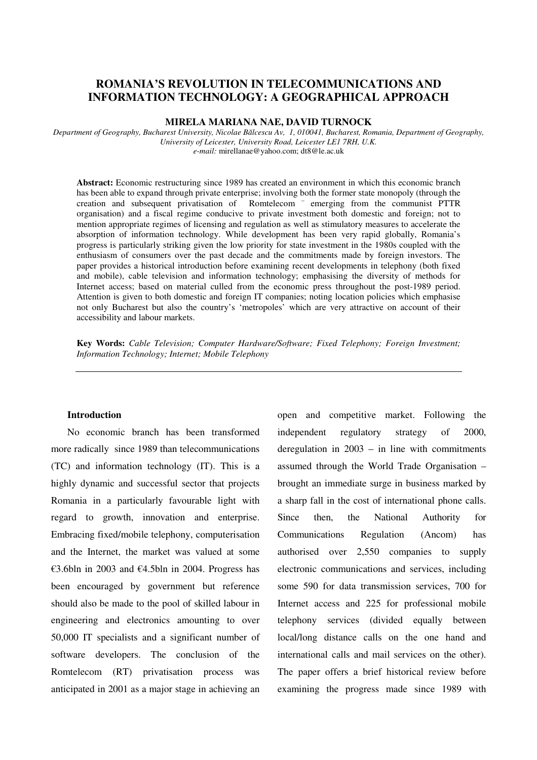# ROMANIA'S REVOLUTION IN TELECOMMUNICATIONS AND INFORMATION TECHNOLOGY: A GEOGRAPHICAL APPROACH

**MIRELA MARIANA NAE, DAVID TURNOCK**

*Department of Geography, Bucharest University, Nicolae Bălcescu Av, 1, 010041, Bucharest, Romania, Department of Geography, University of Leicester, University Road, Leicester LE1 7RH, U.K.*
*e-mail:* mirellanae@yahoo.com; dt8@le.ac.uk

**Abstract:** Economic restructuring since 1989 has created an environment in which this economic branch has been able to expand through private enterprise; involving both the former state monopoly (through the creation and subsequent privatisation of Romtelecom ‾ emerging from the communist PTTR organisation) and a fiscal regime conducive to private investment both domestic and foreign; not to mention appropriate regimes of licensing and regulation as well as stimulatory measures to accelerate the absorption of information technology. While development has been very rapid globally, Romania's progress is particularly striking given the low priority for state investment in the 1980s coupled with the enthusiasm of consumers over the past decade and the commitments made by foreign investors. The paper provides a historical introduction before examining recent developments in telephony (both fixed and mobile), cable television and information technology; emphasising the diversity of methods for Internet access; based on material culled from the economic press throughout the post-1989 period. Attention is given to both domestic and foreign IT companies; noting location policies which emphasise not only Bucharest but also the country's 'metropoles' which are very attractive on account of their accessibility and labour markets.

**Key Words:** *Cable Television; Computer Hardware/Software; Fixed Telephony; Foreign Investment; Information Technology; Internet; Mobile Telephony*

---

## Introduction

No economic branch has been transformed more radically since 1989 than telecommunications (TC) and information technology (IT). This is a highly dynamic and successful sector that projects Romania in a particularly favourable light with regard to growth, innovation and enterprise. Embracing fixed/mobile telephony, computerisation and the Internet, the market was valued at some €3.6bln in 2003 and €4.5bln in 2004. Progress has been encouraged by government but reference should also be made to the pool of skilled labour in engineering and electronics amounting to over 50,000 IT specialists and a significant number of software developers. The conclusion of the Romtelecom (RT) privatisation process was anticipated in 2001 as a major stage in achieving an open and competitive market. Following the independent regulatory strategy of 2000, deregulation in 2003 – in line with commitments assumed through the World Trade Organisation – brought an immediate surge in business marked by a sharp fall in the cost of international phone calls. Since then, the National Authority for Communications Regulation (Ancom) has authorised over 2,550 companies to supply electronic communications and services, including some 590 for data transmission services, 700 for Internet access and 225 for professional mobile telephony services (divided equally between local/long distance calls on the one hand and international calls and mail services on the other). The paper offers a brief historical review before examining the progress made since 1989 with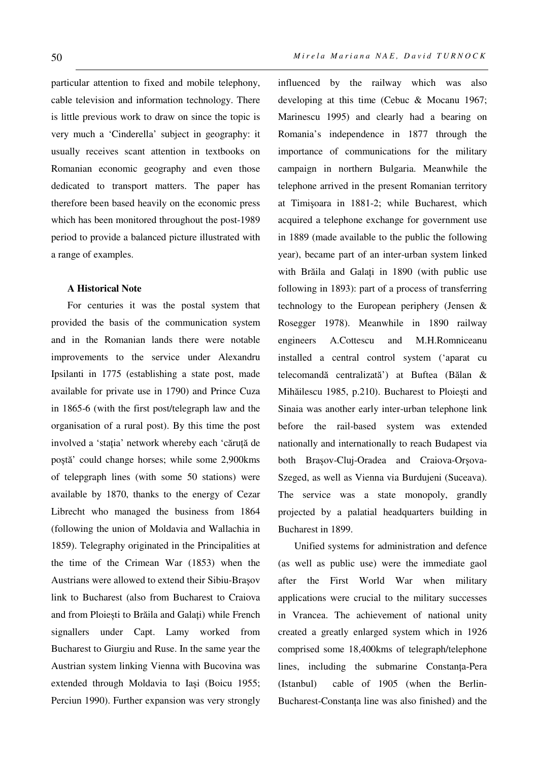particular attention to fixed and mobile telephony, cable television and information technology. There is little previous work to draw on since the topic is very much a 'Cinderella' subject in geography: it usually receives scant attention in textbooks on Romanian economic geography and even those dedicated to transport matters. The paper has therefore been based heavily on the economic press which has been monitored throughout the post-1989 period to provide a balanced picture illustrated with a range of examples.

### A Historical Note

For centuries it was the postal system that provided the basis of the communication system and in the Romanian lands there were notable improvements to the service under Alexandru Ipsilanti in 1775 (establishing a state post, made available for private use in 1790) and Prince Cuza in 1865-6 (with the first post/telegraph law and the organisation of a rural post). By this time the post involved a 'stația' network whereby each 'căruță de poștă' could change horses; while some 2,900kms of telepgraph lines (with some 50 stations) were available by 1870, thanks to the energy of Cezar Librecht who managed the business from 1864 (following the union of Moldavia and Wallachia in 1859). Telegraphy originated in the Principalities at the time of the Crimean War (1853) when the Austrians were allowed to extend their Sibiu-Brașov link to Bucharest (also from Bucharest to Craiova and from Ploiești to Brăila and Galați) while French signallers under Capt. Lamy worked from Bucharest to Giurgiu and Ruse. In the same year the Austrian system linking Vienna with Bucovina was extended through Moldavia to Iași (Boicu 1955; Perciun 1990). Further expansion was very strongly influenced by the railway which was also developing at this time (Cebuc & Mocanu 1967; Marinescu 1995) and clearly had a bearing on Romania's independence in 1877 through the importance of communications for the military campaign in northern Bulgaria. Meanwhile the telephone arrived in the present Romanian territory at Timișoara in 1881-2; while Bucharest, which acquired a telephone exchange for government use in 1889 (made available to the public the following year), became part of an inter-urban system linked with Brăila and Galați in 1890 (with public use following in 1893): part of a process of transferring technology to the European periphery (Jensen & Rosegger 1978). Meanwhile in 1890 railway engineers A.Cottescu and M.H.Romniceanu installed a central control system ('aparat cu telecomandă centralizată') at Buftea (Bălan & Mihăilescu 1985, p.210). Bucharest to Ploiești and Sinaia was another early inter-urban telephone link before the rail-based system was extended nationally and internationally to reach Budapest via both Brașov-Cluj-Oradea and Craiova-Orșova-Szeged, as well as Vienna via Burdujeni (Suceava). The service was a state monopoly, grandly projected by a palatial headquarters building in Bucharest in 1899.

Unified systems for administration and defence (as well as public use) were the immediate gaol after the First World War when military applications were crucial to the military successes in Vrancea. The achievement of national unity created a greatly enlarged system which in 1926 comprised some 18,400kms of telegraph/telephone lines, including the submarine Constanța-Pera (Istanbul) cable of 1905 (when the Berlin-Bucharest-Constanța line was also finished) and the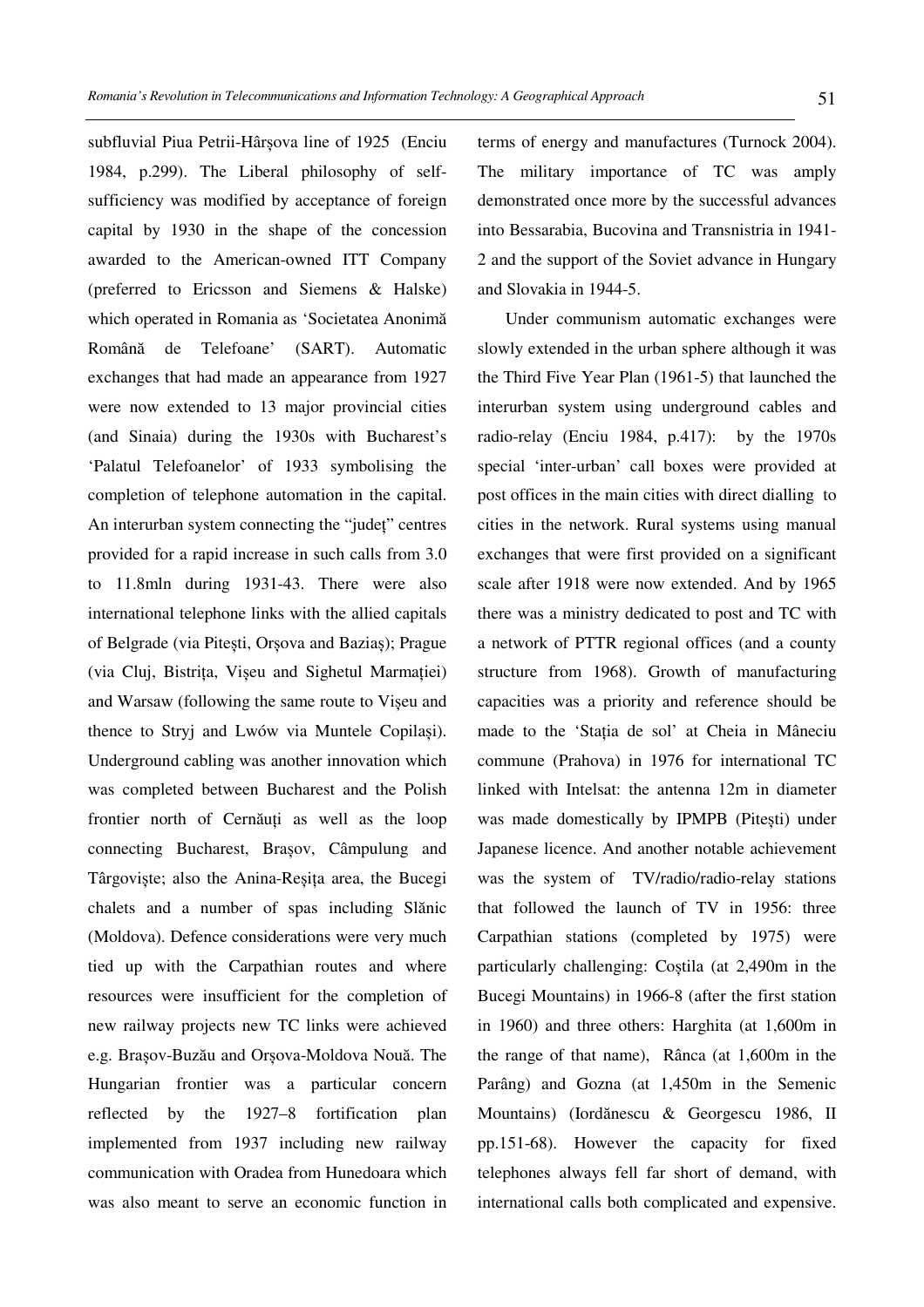subfluvial Piua Petrii-Hârşova line of 1925 (Enciu 1984, p.299). The Liberal philosophy of self-sufficiency was modified by acceptance of foreign capital by 1930 in the shape of the concession awarded to the American-owned ITT Company (preferred to Ericsson and Siemens & Halske) which operated in Romania as 'Societatea Anonimă Română de Telefoane' (SART). Automatic exchanges that had made an appearance from 1927 were now extended to 13 major provincial cities (and Sinaia) during the 1930s with Bucharest's 'Palatul Telefoanelor' of 1933 symbolising the completion of telephone automation in the capital. An interurban system connecting the "judeţ" centres provided for a rapid increase in such calls from 3.0 to 11.8mln during 1931-43. There were also international telephone links with the allied capitals of Belgrade (via Piteşti, Orşova and Baziaş); Prague (via Cluj, Bistriţa, Vişeu and Sighetul Marmaţiei) and Warsaw (following the same route to Vişeu and thence to Stryj and Lwów via Muntele Copilaşi). Underground cabling was another innovation which was completed between Bucharest and the Polish frontier north of Cernăuţi as well as the loop connecting Bucharest, Braşov, Câmpulung and Târgovişte; also the Anina-Reşiţa area, the Bucegi chalets and a number of spas including Slănic (Moldova). Defence considerations were very much tied up with the Carpathian routes and where resources were insufficient for the completion of new railway projects new TC links were achieved e.g. Braşov-Buzău and Orşova-Moldova Nouă. The Hungarian frontier was a particular concern reflected by the 1927–8 fortification plan implemented from 1937 including new railway communication with Oradea from Hunedoara which was also meant to serve an economic function in terms of energy and manufactures (Turnock 2004). The military importance of TC was amply demonstrated once more by the successful advances into Bessarabia, Bucovina and Transnistria in 1941-2 and the support of the Soviet advance in Hungary and Slovakia in 1944-5.

Under communism automatic exchanges were slowly extended in the urban sphere although it was the Third Five Year Plan (1961-5) that launched the interurban system using underground cables and radio-relay (Enciu 1984, p.417): by the 1970s special 'inter-urban' call boxes were provided at post offices in the main cities with direct dialling to cities in the network. Rural systems using manual exchanges that were first provided on a significant scale after 1918 were now extended. And by 1965 there was a ministry dedicated to post and TC with a network of PTTR regional offices (and a county structure from 1968). Growth of manufacturing capacities was a priority and reference should be made to the 'Staţia de sol' at Cheia in Mâneciu commune (Prahova) in 1976 for international TC linked with Intelsat: the antenna 12m in diameter was made domestically by IPMPB (Piteşti) under Japanese licence. And another notable achievement was the system of TV/radio/radio-relay stations that followed the launch of TV in 1956: three Carpathian stations (completed by 1975) were particularly challenging: Coştila (at 2,490m in the Bucegi Mountains) in 1966-8 (after the first station in 1960) and three others: Harghita (at 1,600m in the range of that name), Rânca (at 1,600m in the Parâng) and Gozna (at 1,450m in the Semenic Mountains) (Iordănescu & Georgescu 1986, II pp.151-68). However the capacity for fixed telephones always fell far short of demand, with international calls both complicated and expensive.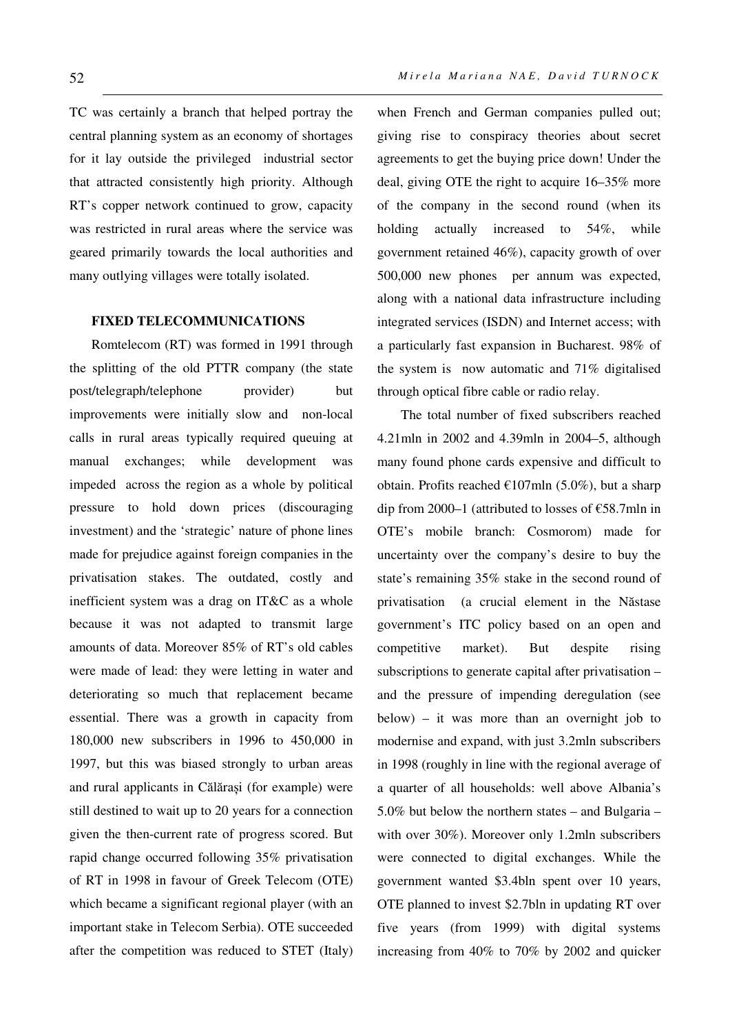TC was certainly a branch that helped portray the central planning system as an economy of shortages for it lay outside the privileged industrial sector that attracted consistently high priority. Although RT's copper network continued to grow, capacity was restricted in rural areas where the service was geared primarily towards the local authorities and many outlying villages were totally isolated.

## FIXED TELECOMMUNICATIONS

Romtelecom (RT) was formed in 1991 through the splitting of the old PTTR company (the state post/telegraph/telephone provider) but improvements were initially slow and non-local calls in rural areas typically required queuing at manual exchanges; while development was impeded across the region as a whole by political pressure to hold down prices (discouraging investment) and the 'strategic' nature of phone lines made for prejudice against foreign companies in the privatisation stakes. The outdated, costly and inefficient system was a drag on IT&C as a whole because it was not adapted to transmit large amounts of data. Moreover 85% of RT's old cables were made of lead: they were letting in water and deteriorating so much that replacement became essential. There was a growth in capacity from 180,000 new subscribers in 1996 to 450,000 in 1997, but this was biased strongly to urban areas and rural applicants in Călărași (for example) were still destined to wait up to 20 years for a connection given the then-current rate of progress scored. But rapid change occurred following 35% privatisation of RT in 1998 in favour of Greek Telecom (OTE) which became a significant regional player (with an important stake in Telecom Serbia). OTE succeeded after the competition was reduced to STET (Italy) when French and German companies pulled out; giving rise to conspiracy theories about secret agreements to get the buying price down! Under the deal, giving OTE the right to acquire 16–35% more of the company in the second round (when its holding actually increased to 54%, while government retained 46%), capacity growth of over 500,000 new phones per annum was expected, along with a national data infrastructure including integrated services (ISDN) and Internet access; with a particularly fast expansion in Bucharest. 98% of the system is now automatic and 71% digitalised through optical fibre cable or radio relay.

The total number of fixed subscribers reached 4.21mln in 2002 and 4.39mln in 2004–5, although many found phone cards expensive and difficult to obtain. Profits reached €107mln (5.0%), but a sharp dip from 2000–1 (attributed to losses of €58.7mln in OTE's mobile branch: Cosmorom) made for uncertainty over the company's desire to buy the state's remaining 35% stake in the second round of privatisation (a crucial element in the Năstase government's ITC policy based on an open and competitive market). But despite rising subscriptions to generate capital after privatisation – and the pressure of impending deregulation (see below) – it was more than an overnight job to modernise and expand, with just 3.2mln subscribers in 1998 (roughly in line with the regional average of a quarter of all households: well above Albania's 5.0% but below the northern states – and Bulgaria – with over 30%). Moreover only 1.2mln subscribers were connected to digital exchanges. While the government wanted \$3.4bln spent over 10 years, OTE planned to invest \$2.7bln in updating RT over five years (from 1999) with digital systems increasing from 40% to 70% by 2002 and quicker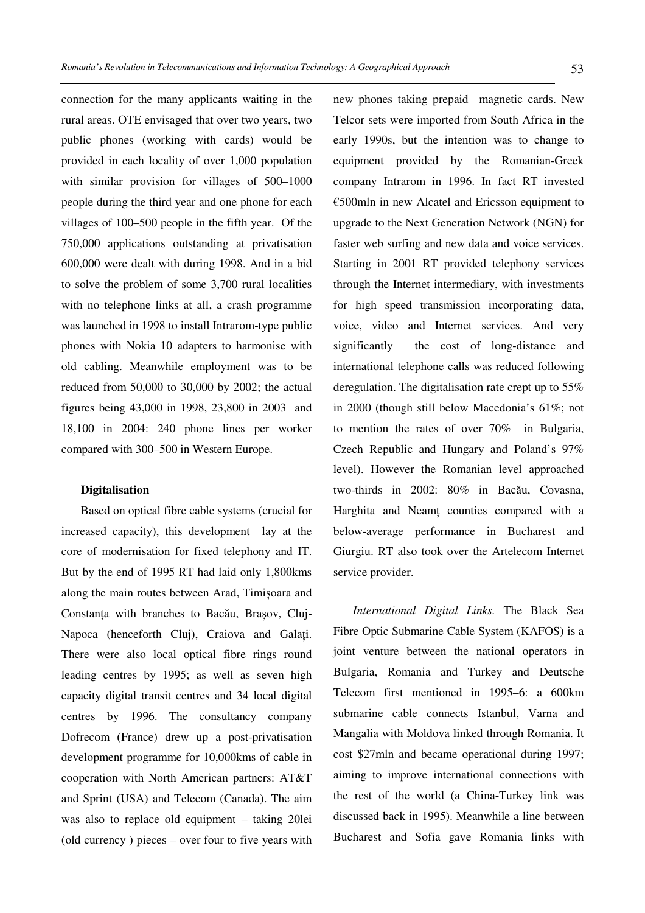connection for the many applicants waiting in the rural areas. OTE envisaged that over two years, two public phones (working with cards) would be provided in each locality of over 1,000 population with similar provision for villages of 500–1000 people during the third year and one phone for each villages of 100–500 people in the fifth year. Of the 750,000 applications outstanding at privatisation 600,000 were dealt with during 1998. And in a bid to solve the problem of some 3,700 rural localities with no telephone links at all, a crash programme was launched in 1998 to install Intrarom-type public phones with Nokia 10 adapters to harmonise with old cabling. Meanwhile employment was to be reduced from 50,000 to 30,000 by 2002; the actual figures being 43,000 in 1998, 23,800 in 2003 and 18,100 in 2004: 240 phone lines per worker compared with 300–500 in Western Europe.

**Digitalisation**

Based on optical fibre cable systems (crucial for increased capacity), this development lay at the core of modernisation for fixed telephony and IT. But by the end of 1995 RT had laid only 1,800kms along the main routes between Arad, Timișoara and Constanța with branches to Bacău, Brașov, Cluj-Napoca (henceforth Cluj), Craiova and Galați. There were also local optical fibre rings round leading centres by 1995; as well as seven high capacity digital transit centres and 34 local digital centres by 1996. The consultancy company Dofrecom (France) drew up a post-privatisation development programme for 10,000kms of cable in cooperation with North American partners: AT&T and Sprint (USA) and Telecom (Canada). The aim was also to replace old equipment – taking 20lei (old currency ) pieces – over four to five years with new phones taking prepaid magnetic cards. New Telcor sets were imported from South Africa in the early 1990s, but the intention was to change to equipment provided by the Romanian-Greek company Intrarom in 1996. In fact RT invested €500mln in new Alcatel and Ericsson equipment to upgrade to the Next Generation Network (NGN) for faster web surfing and new data and voice services. Starting in 2001 RT provided telephony services through the Internet intermediary, with investments for high speed transmission incorporating data, voice, video and Internet services. And very significantly the cost of long-distance and international telephone calls was reduced following deregulation. The digitalisation rate crept up to 55% in 2000 (though still below Macedonia's 61%; not to mention the rates of over 70% in Bulgaria, Czech Republic and Hungary and Poland's 97% level). However the Romanian level approached two-thirds in 2002: 80% in Bacău, Covasna, Harghita and Neamț counties compared with a below-average performance in Bucharest and Giurgiu. RT also took over the Artelecom Internet service provider.

*International Digital Links.* The Black Sea Fibre Optic Submarine Cable System (KAFOS) is a joint venture between the national operators in Bulgaria, Romania and Turkey and Deutsche Telecom first mentioned in 1995–6: a 600km submarine cable connects Istanbul, Varna and Mangalia with Moldova linked through Romania. It cost $27mln and became operational during 1997; aiming to improve international connections with the rest of the world (a China-Turkey link was discussed back in 1995). Meanwhile a line between Bucharest and Sofia gave Romania links with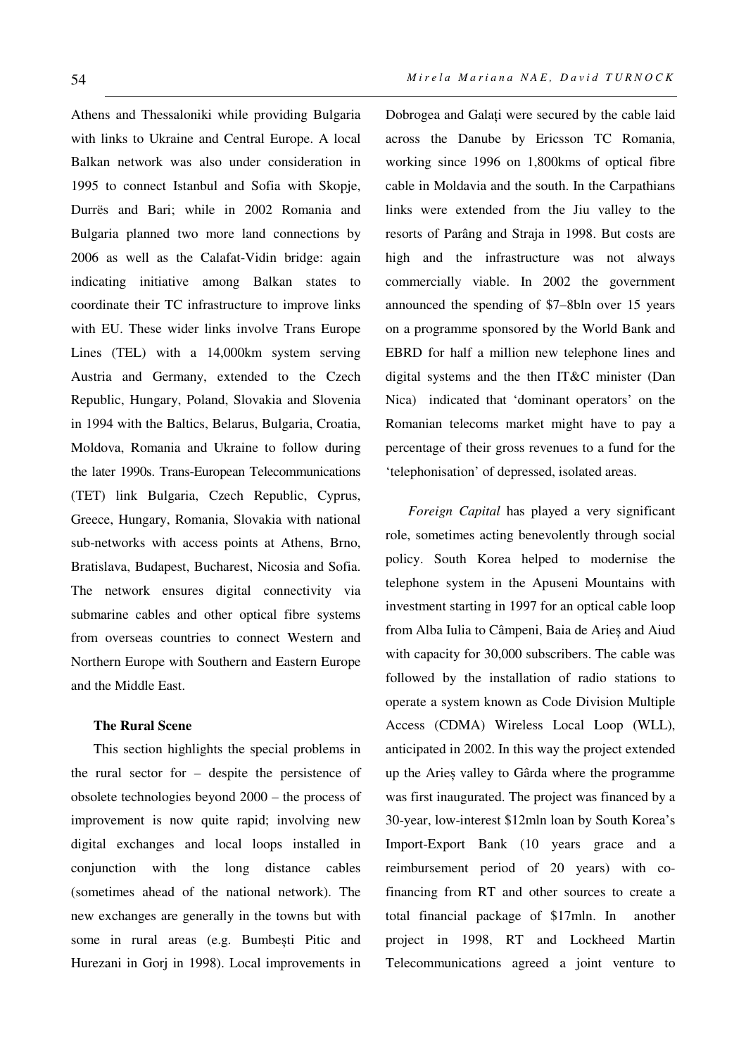Athens and Thessaloniki while providing Bulgaria with links to Ukraine and Central Europe. A local Balkan network was also under consideration in 1995 to connect Istanbul and Sofia with Skopje, Durrës and Bari; while in 2002 Romania and Bulgaria planned two more land connections by 2006 as well as the Calafat-Vidin bridge: again indicating initiative among Balkan states to coordinate their TC infrastructure to improve links with EU. These wider links involve Trans Europe Lines (TEL) with a 14,000km system serving Austria and Germany, extended to the Czech Republic, Hungary, Poland, Slovakia and Slovenia in 1994 with the Baltics, Belarus, Bulgaria, Croatia, Moldova, Romania and Ukraine to follow during the later 1990s. Trans-European Telecommunications (TET) link Bulgaria, Czech Republic, Cyprus, Greece, Hungary, Romania, Slovakia with national sub-networks with access points at Athens, Brno, Bratislava, Budapest, Bucharest, Nicosia and Sofia. The network ensures digital connectivity via submarine cables and other optical fibre systems from overseas countries to connect Western and Northern Europe with Southern and Eastern Europe and the Middle East.

**The Rural Scene**

This section highlights the special problems in the rural sector for – despite the persistence of obsolete technologies beyond 2000 – the process of improvement is now quite rapid; involving new digital exchanges and local loops installed in conjunction with the long distance cables (sometimes ahead of the national network). The new exchanges are generally in the towns but with some in rural areas (e.g. Bumbești Pitic and Hurezani in Gorj in 1998). Local improvements in Dobrogea and Galați were secured by the cable laid across the Danube by Ericsson TC Romania, working since 1996 on 1,800kms of optical fibre cable in Moldavia and the south. In the Carpathians links were extended from the Jiu valley to the resorts of Parâng and Straja in 1998. But costs are high and the infrastructure was not always commercially viable. In 2002 the government announced the spending of $7–8bln over 15 years on a programme sponsored by the World Bank and EBRD for half a million new telephone lines and digital systems and the then IT&C minister (Dan Nica) indicated that 'dominant operators' on the Romanian telecoms market might have to pay a percentage of their gross revenues to a fund for the 'telephonisation' of depressed, isolated areas.

*Foreign Capital* has played a very significant role, sometimes acting benevolently through social policy. South Korea helped to modernise the telephone system in the Apuseni Mountains with investment starting in 1997 for an optical cable loop from Alba Iulia to Câmpeni, Baia de Arieș and Aiud with capacity for 30,000 subscribers. The cable was followed by the installation of radio stations to operate a system known as Code Division Multiple Access (CDMA) Wireless Local Loop (WLL), anticipated in 2002. In this way the project extended up the Arieș valley to Gârda where the programme was first inaugurated. The project was financed by a 30-year, low-interest $12mln loan by South Korea's Import-Export Bank (10 years grace and a reimbursement period of 20 years) with co-financing from RT and other sources to create a total financial package of $17mln. In another project in 1998, RT and Lockheed Martin Telecommunications agreed a joint venture to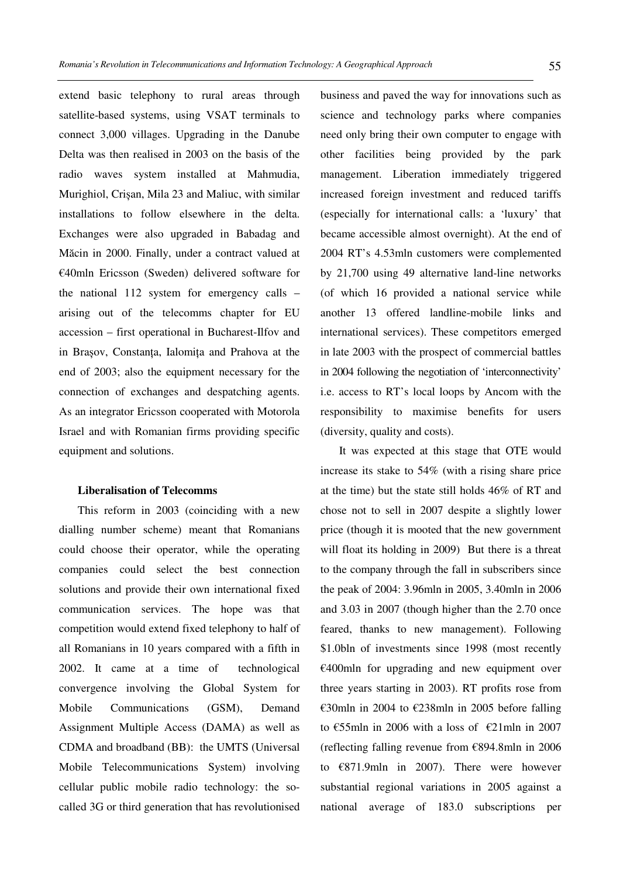extend basic telephony to rural areas through satellite-based systems, using VSAT terminals to connect 3,000 villages. Upgrading in the Danube Delta was then realised in 2003 on the basis of the radio waves system installed at Mahmudia, Murighiol, Crișan, Mila 23 and Maliuc, with similar installations to follow elsewhere in the delta. Exchanges were also upgraded in Babadag and Măcin in 2000. Finally, under a contract valued at €40mln Ericsson (Sweden) delivered software for the national 112 system for emergency calls – arising out of the telecomms chapter for EU accession – first operational in Bucharest-Ilfov and in Brașov, Constanța, Ialomița and Prahova at the end of 2003; also the equipment necessary for the connection of exchanges and despatching agents. As an integrator Ericsson cooperated with Motorola Israel and with Romanian firms providing specific equipment and solutions.

### Liberalisation of Telecomms

This reform in 2003 (coinciding with a new dialling number scheme) meant that Romanians could choose their operator, while the operating companies could select the best connection solutions and provide their own international fixed communication services. The hope was that competition would extend fixed telephony to half of all Romanians in 10 years compared with a fifth in 2002. It came at a time of technological convergence involving the Global System for Mobile Communications (GSM), Demand Assignment Multiple Access (DAMA) as well as CDMA and broadband (BB): the UMTS (Universal Mobile Telecommunications System) involving cellular public mobile radio technology: the so-called 3G or third generation that has revolutionised business and paved the way for innovations such as science and technology parks where companies need only bring their own computer to engage with other facilities being provided by the park management. Liberation immediately triggered increased foreign investment and reduced tariffs (especially for international calls: a 'luxury' that became accessible almost overnight). At the end of 2004 RT's 4.53mln customers were complemented by 21,700 using 49 alternative land-line networks (of which 16 provided a national service while another 13 offered landline-mobile links and international services). These competitors emerged in late 2003 with the prospect of commercial battles in 2004 following the negotiation of 'interconnectivity' i.e. access to RT's local loops by Ancom with the responsibility to maximise benefits for users (diversity, quality and costs).

It was expected at this stage that OTE would increase its stake to 54% (with a rising share price at the time) but the state still holds 46% of RT and chose not to sell in 2007 despite a slightly lower price (though it is mooted that the new government will float its holding in 2009) But there is a threat to the company through the fall in subscribers since the peak of 2004: 3.96mln in 2005, 3.40mln in 2006 and 3.03 in 2007 (though higher than the 2.70 once feared, thanks to new management). Following $1.0bln of investments since 1998 (most recently €400mln for upgrading and new equipment over three years starting in 2003). RT profits rose from €30mln in 2004 to €238mln in 2005 before falling to €55mln in 2006 with a loss of €21mln in 2007 (reflecting falling revenue from €894.8mln in 2006 to €871.9mln in 2007). There were however substantial regional variations in 2005 against a national average of 183.0 subscriptions per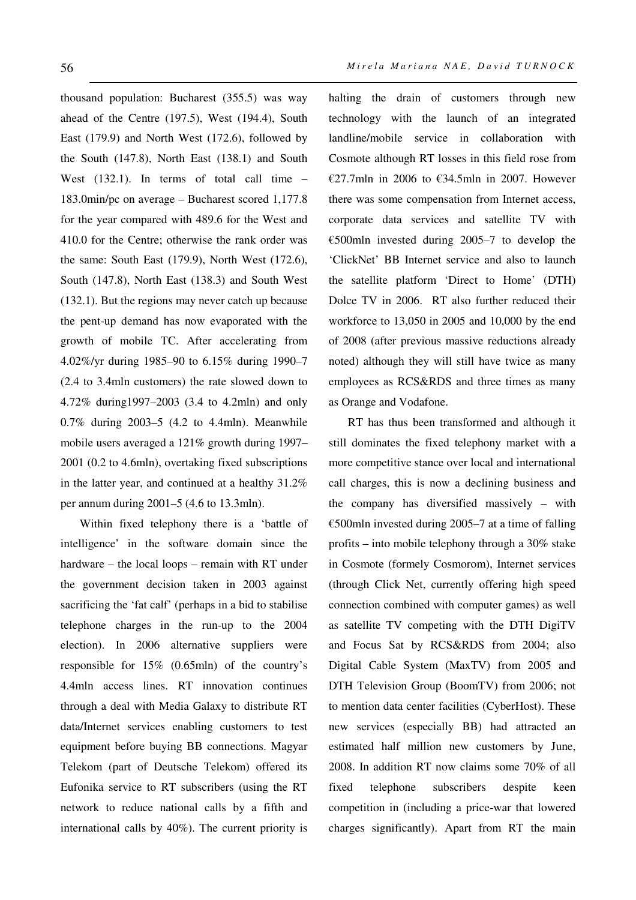thousand population: Bucharest (355.5) was way ahead of the Centre (197.5), West (194.4), South East (179.9) and North West (172.6), followed by the South (147.8), North East (138.1) and South West (132.1). In terms of total call time – 183.0min/pc on average – Bucharest scored 1,177.8 for the year compared with 489.6 for the West and 410.0 for the Centre; otherwise the rank order was the same: South East (179.9), North West (172.6), South (147.8), North East (138.3) and South West (132.1). But the regions may never catch up because the pent-up demand has now evaporated with the growth of mobile TC. After accelerating from 4.02%/yr during 1985–90 to 6.15% during 1990–7 (2.4 to 3.4mln customers) the rate slowed down to 4.72% during1997–2003 (3.4 to 4.2mln) and only 0.7% during 2003–5 (4.2 to 4.4mln). Meanwhile mobile users averaged a 121% growth during 1997–2001 (0.2 to 4.6mln), overtaking fixed subscriptions in the latter year, and continued at a healthy 31.2% per annum during 2001–5 (4.6 to 13.3mln).

Within fixed telephony there is a 'battle of intelligence' in the software domain since the hardware – the local loops – remain with RT under the government decision taken in 2003 against sacrificing the 'fat calf' (perhaps in a bid to stabilise telephone charges in the run-up to the 2004 election). In 2006 alternative suppliers were responsible for 15% (0.65mln) of the country's 4.4mln access lines. RT innovation continues through a deal with Media Galaxy to distribute RT data/Internet services enabling customers to test equipment before buying BB connections. Magyar Telekom (part of Deutsche Telekom) offered its Eufonika service to RT subscribers (using the RT network to reduce national calls by a fifth and international calls by 40%). The current priority is halting the drain of customers through new technology with the launch of an integrated landline/mobile service in collaboration with Cosmote although RT losses in this field rose from €27.7mln in 2006 to €34.5mln in 2007. However there was some compensation from Internet access, corporate data services and satellite TV with €500mln invested during 2005–7 to develop the 'ClickNet' BB Internet service and also to launch the satellite platform 'Direct to Home' (DTH) Dolce TV in 2006. RT also further reduced their workforce to 13,050 in 2005 and 10,000 by the end of 2008 (after previous massive reductions already noted) although they will still have twice as many employees as RCS&RDS and three times as many as Orange and Vodafone.

RT has thus been transformed and although it still dominates the fixed telephony market with a more competitive stance over local and international call charges, this is now a declining business and the company has diversified massively – with €500mln invested during 2005–7 at a time of falling profits – into mobile telephony through a 30% stake in Cosmote (formely Cosmorom), Internet services (through Click Net, currently offering high speed connection combined with computer games) as well as satellite TV competing with the DTH DigiTV and Focus Sat by RCS&RDS from 2004; also Digital Cable System (MaxTV) from 2005 and DTH Television Group (BoomTV) from 2006; not to mention data center facilities (CyberHost). These new services (especially BB) had attracted an estimated half million new customers by June, 2008. In addition RT now claims some 70% of all fixed telephone subscribers despite keen competition in (including a price-war that lowered charges significantly). Apart from RT the main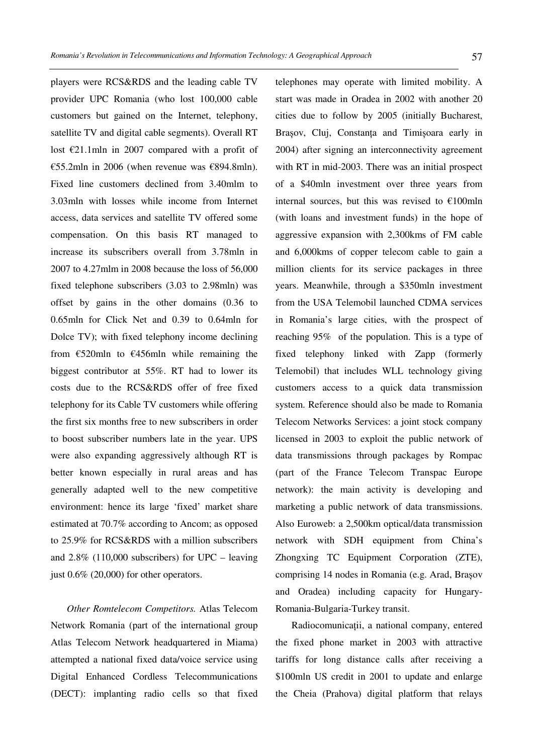players were RCS&RDS and the leading cable TV provider UPC Romania (who lost 100,000 cable customers but gained on the Internet, telephony, satellite TV and digital cable segments). Overall RT lost €21.1mln in 2007 compared with a profit of €55.2mln in 2006 (when revenue was €894.8mln). Fixed line customers declined from 3.40mlm to 3.03mln with losses while income from Internet access, data services and satellite TV offered some compensation. On this basis RT managed to increase its subscribers overall from 3.78mln in 2007 to 4.27mlm in 2008 because the loss of 56,000 fixed telephone subscribers (3.03 to 2.98mln) was offset by gains in the other domains (0.36 to 0.65mln for Click Net and 0.39 to 0.64mln for Dolce TV); with fixed telephony income declining from €520mln to €456mln while remaining the biggest contributor at 55%. RT had to lower its costs due to the RCS&RDS offer of free fixed telephony for its Cable TV customers while offering the first six months free to new subscribers in order to boost subscriber numbers late in the year. UPS were also expanding aggressively although RT is better known especially in rural areas and has generally adapted well to the new competitive environment: hence its large 'fixed' market share estimated at 70.7% according to Ancom; as opposed to 25.9% for RCS&RDS with a million subscribers and 2.8% (110,000 subscribers) for UPC – leaving just 0.6% (20,000) for other operators.

*Other Romtelecom Competitors.* Atlas Telecom Network Romania (part of the international group Atlas Telecom Network headquartered in Miama) attempted a national fixed data/voice service using Digital Enhanced Cordless Telecommunications (DECT): implanting radio cells so that fixed telephones may operate with limited mobility. A start was made in Oradea in 2002 with another 20 cities due to follow by 2005 (initially Bucharest, Brașov, Cluj, Constanța and Timișoara early in 2004) after signing an interconnectivity agreement with RT in mid-2003. There was an initial prospect of a $40mln investment over three years from internal sources, but this was revised to €100mln (with loans and investment funds) in the hope of aggressive expansion with 2,300kms of FM cable and 6,000kms of copper telecom cable to gain a million clients for its service packages in three years. Meanwhile, through a $350mln investment from the USA Telemobil launched CDMA services in Romania's large cities, with the prospect of reaching 95% of the population. This is a type of fixed telephony linked with Zapp (formerly Telemobil) that includes WLL technology giving customers access to a quick data transmission system. Reference should also be made to Romania Telecom Networks Services: a joint stock company licensed in 2003 to exploit the public network of data transmissions through packages by Rompac (part of the France Telecom Transpac Europe network): the main activity is developing and marketing a public network of data transmissions. Also Euroweb: a 2,500km optical/data transmission network with SDH equipment from China's Zhongxing TC Equipment Corporation (ZTE), comprising 14 nodes in Romania (e.g. Arad, Brașov and Oradea) including capacity for Hungary-Romania-Bulgaria-Turkey transit.

Radiocomunicații, a national company, entered the fixed phone market in 2003 with attractive tariffs for long distance calls after receiving a $100mln US credit in 2001 to update and enlarge the Cheia (Prahova) digital platform that relays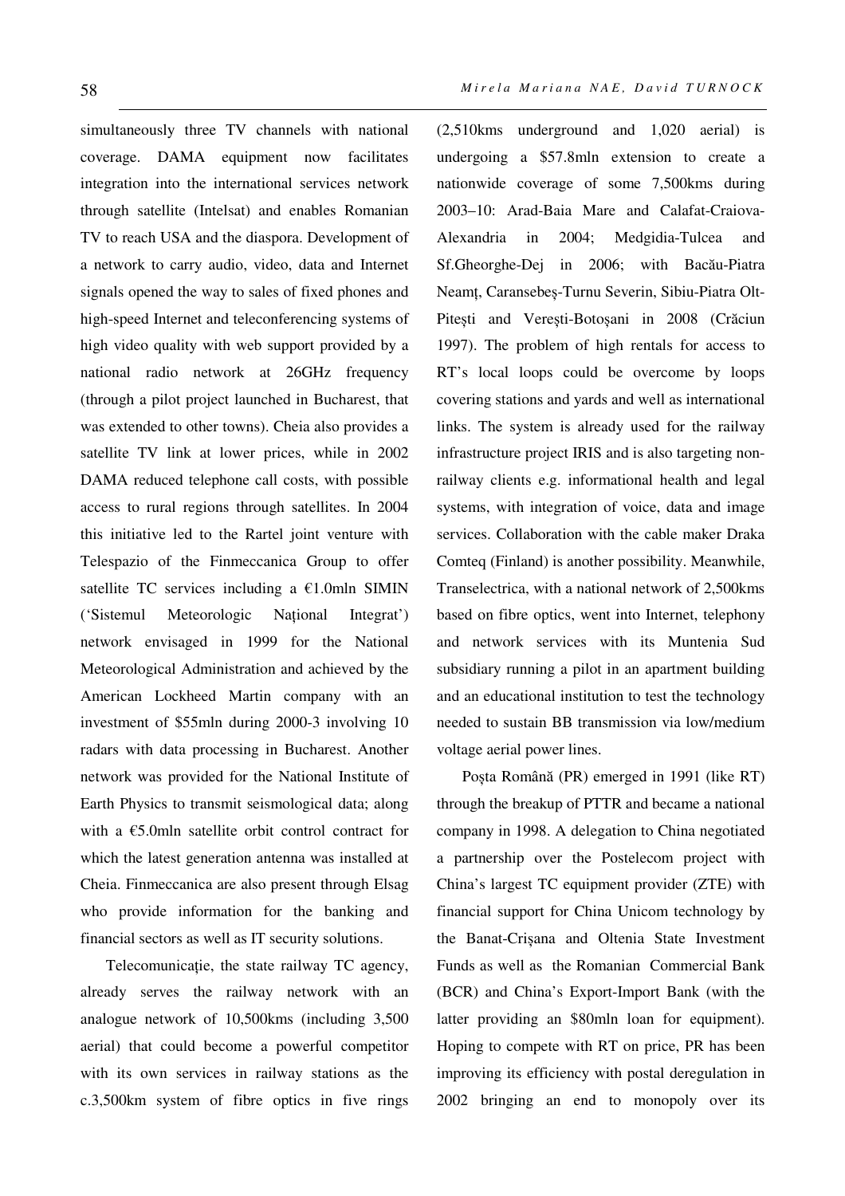simultaneously three TV channels with national coverage. DAMA equipment now facilitates integration into the international services network through satellite (Intelsat) and enables Romanian TV to reach USA and the diaspora. Development of a network to carry audio, video, data and Internet signals opened the way to sales of fixed phones and high-speed Internet and teleconferencing systems of high video quality with web support provided by a national radio network at 26GHz frequency (through a pilot project launched in Bucharest, that was extended to other towns). Cheia also provides a satellite TV link at lower prices, while in 2002 DAMA reduced telephone call costs, with possible access to rural regions through satellites. In 2004 this initiative led to the Rartel joint venture with Telespazio of the Finmeccanica Group to offer satellite TC services including a €1.0mln SIMIN ('Sistemul Meteorologic Național Integrat') network envisaged in 1999 for the National Meteorological Administration and achieved by the American Lockheed Martin company with an investment of $55mln during 2000-3 involving 10 radars with data processing in Bucharest. Another network was provided for the National Institute of Earth Physics to transmit seismological data; along with a €5.0mln satellite orbit control contract for which the latest generation antenna was installed at Cheia. Finmeccanica are also present through Elsag who provide information for the banking and financial sectors as well as IT security solutions.

Telecomunicație, the state railway TC agency, already serves the railway network with an analogue network of 10,500kms (including 3,500 aerial) that could become a powerful competitor with its own services in railway stations as the c.3,500km system of fibre optics in five rings (2,510kms underground and 1,020 aerial) is undergoing a $57.8mln extension to create a nationwide coverage of some 7,500kms during 2003–10: Arad-Baia Mare and Calafat-Craiova-Alexandria in 2004; Medgidia-Tulcea and Sf.Gheorghe-Dej in 2006; with Bacău-Piatra Neamț, Caransebeș-Turnu Severin, Sibiu-Piatra Olt-Pitești and Verești-Botoșani in 2008 (Crăciun 1997). The problem of high rentals for access to RT's local loops could be overcome by loops covering stations and yards and well as international links. The system is already used for the railway infrastructure project IRIS and is also targeting non-railway clients e.g. informational health and legal systems, with integration of voice, data and image services. Collaboration with the cable maker Draka Comteq (Finland) is another possibility. Meanwhile, Transelectrica, with a national network of 2,500kms based on fibre optics, went into Internet, telephony and network services with its Muntenia Sud subsidiary running a pilot in an apartment building and an educational institution to test the technology needed to sustain BB transmission via low/medium voltage aerial power lines.

Poșta Română (PR) emerged in 1991 (like RT) through the breakup of PTTR and became a national company in 1998. A delegation to China negotiated a partnership over the Postelecom project with China's largest TC equipment provider (ZTE) with financial support for China Unicom technology by the Banat-Crișana and Oltenia State Investment Funds as well as the Romanian Commercial Bank (BCR) and China's Export-Import Bank (with the latter providing an $80mln loan for equipment). Hoping to compete with RT on price, PR has been improving its efficiency with postal deregulation in 2002 bringing an end to monopoly over its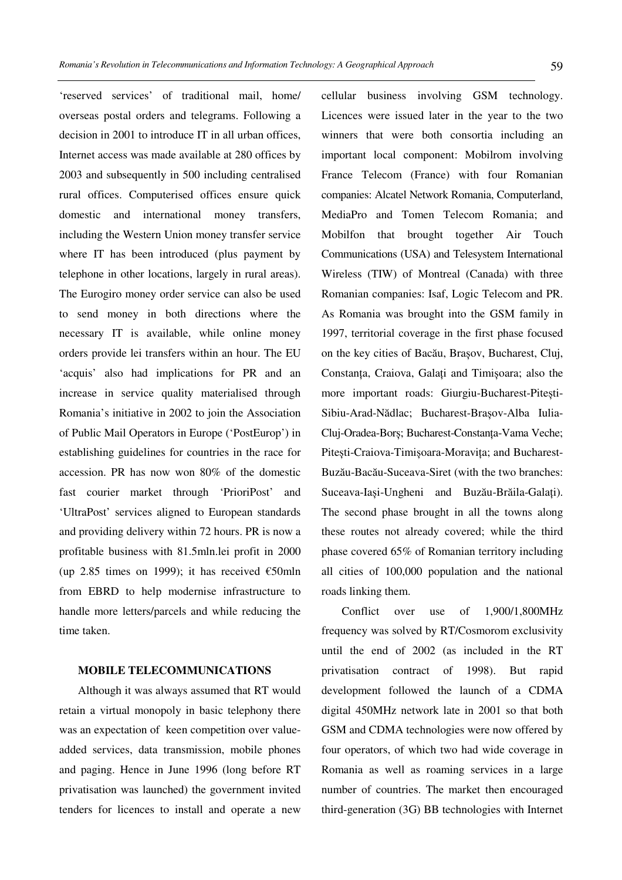'reserved services' of traditional mail, home/ overseas postal orders and telegrams. Following a decision in 2001 to introduce IT in all urban offices, Internet access was made available at 280 offices by 2003 and subsequently in 500 including centralised rural offices. Computerised offices ensure quick domestic and international money transfers, including the Western Union money transfer service where IT has been introduced (plus payment by telephone in other locations, largely in rural areas). The Eurogiro money order service can also be used to send money in both directions where the necessary IT is available, while online money orders provide lei transfers within an hour. The EU 'acquis' also had implications for PR and an increase in service quality materialised through Romania's initiative in 2002 to join the Association of Public Mail Operators in Europe ('PostEurop') in establishing guidelines for countries in the race for accession. PR has now won 80% of the domestic fast courier market through 'PrioriPost' and 'UltraPost' services aligned to European standards and providing delivery within 72 hours. PR is now a profitable business with 81.5mln.lei profit in 2000 (up 2.85 times on 1999); it has received €50mln from EBRD to help modernise infrastructure to handle more letters/parcels and while reducing the time taken.

## MOBILE TELECOMMUNICATIONS

Although it was always assumed that RT would retain a virtual monopoly in basic telephony there was an expectation of keen competition over value-added services, data transmission, mobile phones and paging. Hence in June 1996 (long before RT privatisation was launched) the government invited tenders for licences to install and operate a new cellular business involving GSM technology. Licences were issued later in the year to the two winners that were both consortia including an important local component: Mobilrom involving France Telecom (France) with four Romanian companies: Alcatel Network Romania, Computerland, MediaPro and Tomen Telecom Romania; and Mobilfon that brought together Air Touch Communications (USA) and Telesystem International Wireless (TIW) of Montreal (Canada) with three Romanian companies: Isaf, Logic Telecom and PR. As Romania was brought into the GSM family in 1997, territorial coverage in the first phase focused on the key cities of Bacău, Brașov, Bucharest, Cluj, Constanța, Craiova, Galați and Timișoara; also the more important roads: Giurgiu-Bucharest-Pitești-Sibiu-Arad-Nădlac; Bucharest-Brașov-Alba Iulia-Cluj-Oradea-Borș; Bucharest-Constanța-Vama Veche; Pitești-Craiova-Timișoara-Moravița; and Bucharest-Buzău-Bacău-Suceava-Siret (with the two branches: Suceava-Iași-Ungheni and Buzău-Brăila-Galați). The second phase brought in all the towns along these routes not already covered; while the third phase covered 65% of Romanian territory including all cities of 100,000 population and the national roads linking them.

Conflict over use of 1,900/1,800MHz frequency was solved by RT/Cosmorom exclusivity until the end of 2002 (as included in the RT privatisation contract of 1998). But rapid development followed the launch of a CDMA digital 450MHz network late in 2001 so that both GSM and CDMA technologies were now offered by four operators, of which two had wide coverage in Romania as well as roaming services in a large number of countries. The market then encouraged third-generation (3G) BB technologies with Internet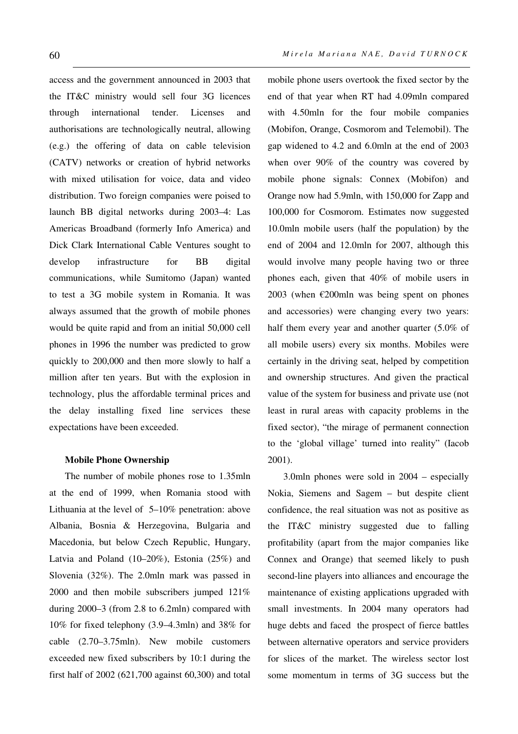access and the government announced in 2003 that the IT&C ministry would sell four 3G licences through international tender. Licenses and authorisations are technologically neutral, allowing (e.g.) the offering of data on cable television (CATV) networks or creation of hybrid networks with mixed utilisation for voice, data and video distribution. Two foreign companies were poised to launch BB digital networks during 2003–4: Las Americas Broadband (formerly Info America) and Dick Clark International Cable Ventures sought to develop infrastructure for BB digital communications, while Sumitomo (Japan) wanted to test a 3G mobile system in Romania. It was always assumed that the growth of mobile phones would be quite rapid and from an initial 50,000 cell phones in 1996 the number was predicted to grow quickly to 200,000 and then more slowly to half a million after ten years. But with the explosion in technology, plus the affordable terminal prices and the delay installing fixed line services these expectations have been exceeded.

### Mobile Phone Ownership

The number of mobile phones rose to 1.35mln at the end of 1999, when Romania stood with Lithuania at the level of 5–10% penetration: above Albania, Bosnia & Herzegovina, Bulgaria and Macedonia, but below Czech Republic, Hungary, Latvia and Poland (10–20%), Estonia (25%) and Slovenia (32%). The 2.0mln mark was passed in 2000 and then mobile subscribers jumped 121% during 2000–3 (from 2.8 to 6.2mln) compared with 10% for fixed telephony (3.9–4.3mln) and 38% for cable (2.70–3.75mln). New mobile customers exceeded new fixed subscribers by 10:1 during the first half of 2002 (621,700 against 60,300) and total mobile phone users overtook the fixed sector by the end of that year when RT had 4.09mln compared with 4.50mln for the four mobile companies (Mobifon, Orange, Cosmorom and Telemobil). The gap widened to 4.2 and 6.0mln at the end of 2003 when over 90% of the country was covered by mobile phone signals: Connex (Mobifon) and Orange now had 5.9mln, with 150,000 for Zapp and 100,000 for Cosmorom. Estimates now suggested 10.0mln mobile users (half the population) by the end of 2004 and 12.0mln for 2007, although this would involve many people having two or three phones each, given that 40% of mobile users in 2003 (when €200mln was being spent on phones and accessories) were changing every two years: half them every year and another quarter (5.0% of all mobile users) every six months. Mobiles were certainly in the driving seat, helped by competition and ownership structures. And given the practical value of the system for business and private use (not least in rural areas with capacity problems in the fixed sector), "the mirage of permanent connection to the 'global village' turned into reality" (Iacob 2001).

3.0mln phones were sold in 2004 – especially Nokia, Siemens and Sagem – but despite client confidence, the real situation was not as positive as the IT&C ministry suggested due to falling profitability (apart from the major companies like Connex and Orange) that seemed likely to push second-line players into alliances and encourage the maintenance of existing applications upgraded with small investments. In 2004 many operators had huge debts and faced the prospect of fierce battles between alternative operators and service providers for slices of the market. The wireless sector lost some momentum in terms of 3G success but the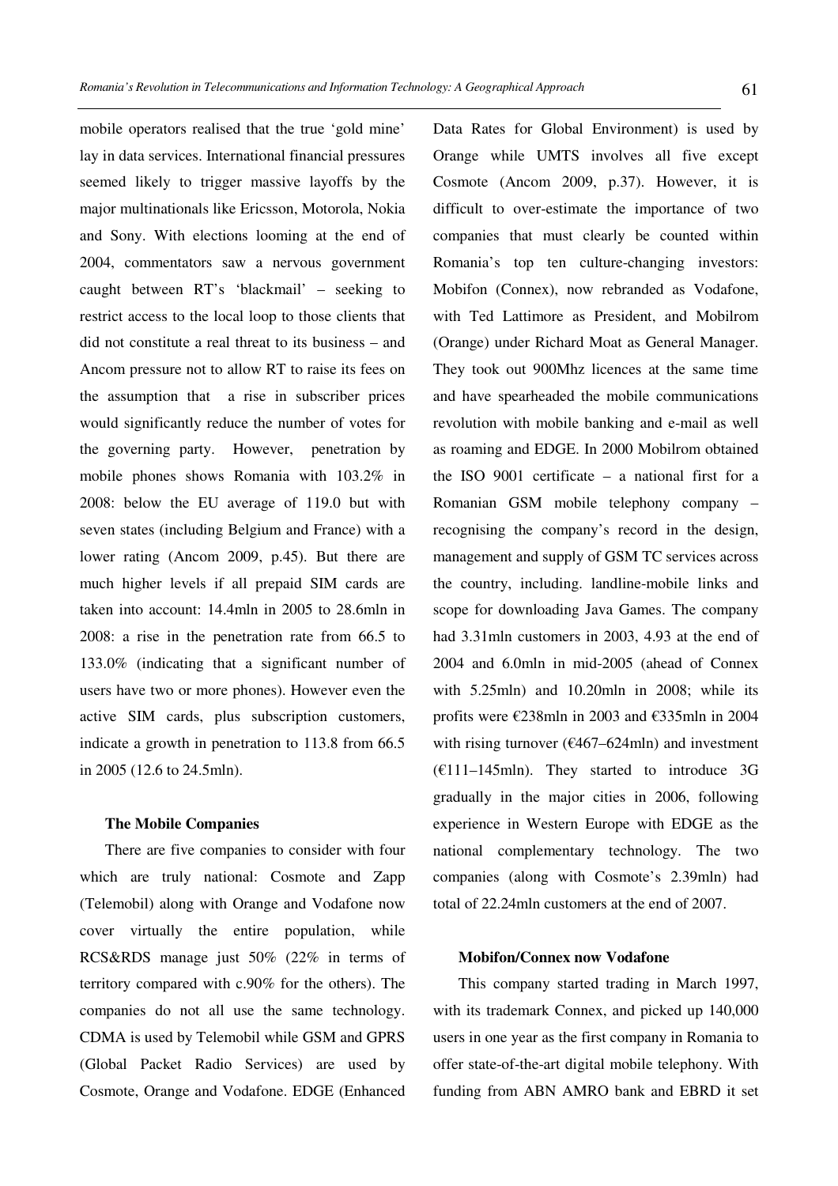mobile operators realised that the true 'gold mine' lay in data services. International financial pressures seemed likely to trigger massive layoffs by the major multinationals like Ericsson, Motorola, Nokia and Sony. With elections looming at the end of 2004, commentators saw a nervous government caught between RT's 'blackmail' – seeking to restrict access to the local loop to those clients that did not constitute a real threat to its business – and Ancom pressure not to allow RT to raise its fees on the assumption that a rise in subscriber prices would significantly reduce the number of votes for the governing party. However, penetration by mobile phones shows Romania with 103.2% in 2008: below the EU average of 119.0 but with seven states (including Belgium and France) with a lower rating (Ancom 2009, p.45). But there are much higher levels if all prepaid SIM cards are taken into account: 14.4mln in 2005 to 28.6mln in 2008: a rise in the penetration rate from 66.5 to 133.0% (indicating that a significant number of users have two or more phones). However even the active SIM cards, plus subscription customers, indicate a growth in penetration to 113.8 from 66.5 in 2005 (12.6 to 24.5mln).

### The Mobile Companies

There are five companies to consider with four which are truly national: Cosmote and Zapp (Telemobil) along with Orange and Vodafone now cover virtually the entire population, while RCS&RDS manage just 50% (22% in terms of territory compared with c.90% for the others). The companies do not all use the same technology. CDMA is used by Telemobil while GSM and GPRS (Global Packet Radio Services) are used by Cosmote, Orange and Vodafone. EDGE (Enhanced Data Rates for Global Environment) is used by Orange while UMTS involves all five except Cosmote (Ancom 2009, p.37). However, it is difficult to over-estimate the importance of two companies that must clearly be counted within Romania's top ten culture-changing investors: Mobifon (Connex), now rebranded as Vodafone, with Ted Lattimore as President, and Mobilrom (Orange) under Richard Moat as General Manager. They took out 900Mhz licences at the same time and have spearheaded the mobile communications revolution with mobile banking and e-mail as well as roaming and EDGE. In 2000 Mobilrom obtained the ISO 9001 certificate – a national first for a Romanian GSM mobile telephony company – recognising the company's record in the design, management and supply of GSM TC services across the country, including. landline-mobile links and scope for downloading Java Games. The company had 3.31mln customers in 2003, 4.93 at the end of 2004 and 6.0mln in mid-2005 (ahead of Connex with 5.25mln) and 10.20mln in 2008; while its profits were €238mln in 2003 and €335mln in 2004 with rising turnover (€467–624mln) and investment (€111–145mln). They started to introduce 3G gradually in the major cities in 2006, following experience in Western Europe with EDGE as the national complementary technology. The two companies (along with Cosmote's 2.39mln) had total of 22.24mln customers at the end of 2007.

### Mobifon/Connex now Vodafone

This company started trading in March 1997, with its trademark Connex, and picked up 140,000 users in one year as the first company in Romania to offer state-of-the-art digital mobile telephony. With funding from ABN AMRO bank and EBRD it set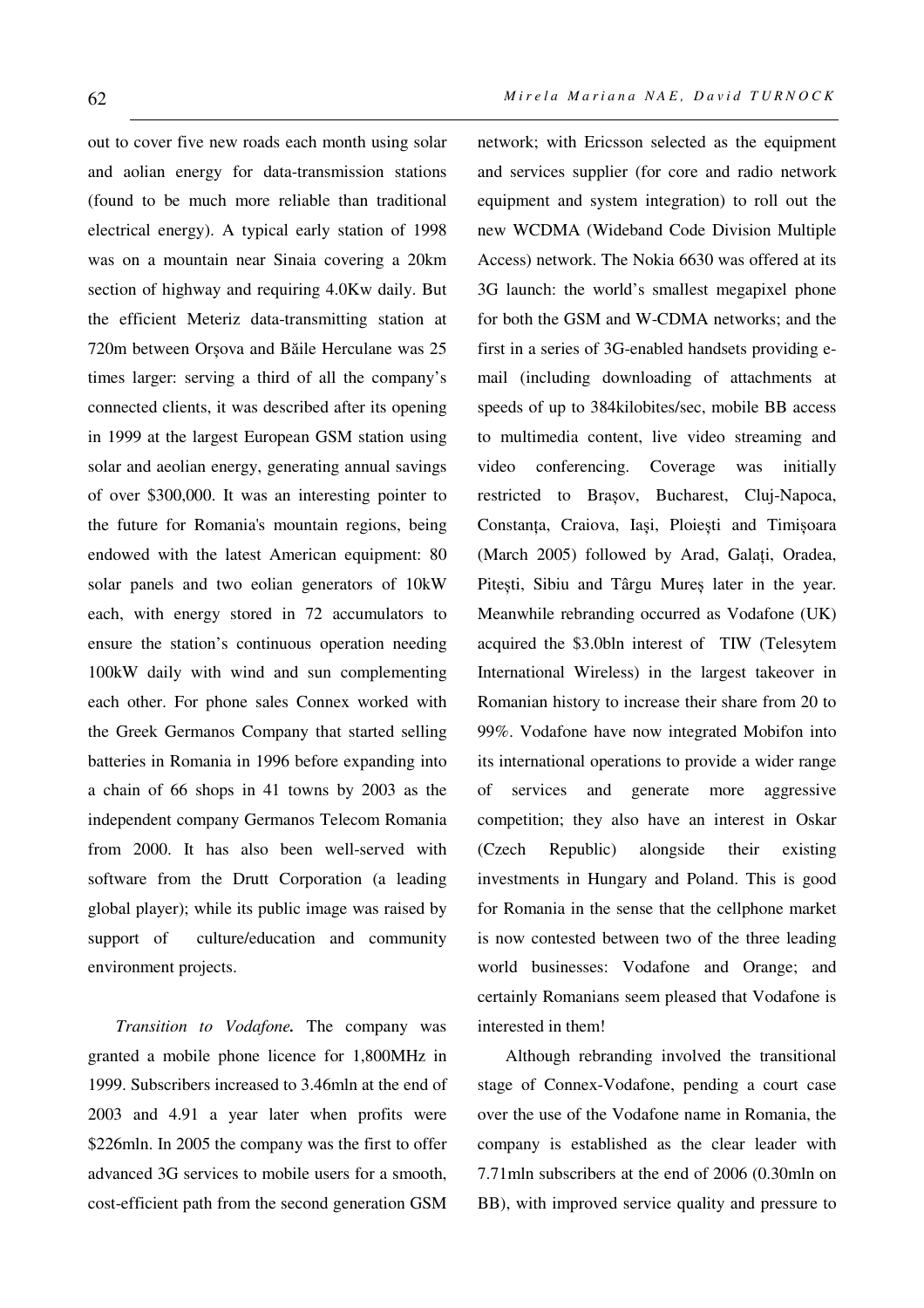out to cover five new roads each month using solar and aolian energy for data-transmission stations (found to be much more reliable than traditional electrical energy). A typical early station of 1998 was on a mountain near Sinaia covering a 20km section of highway and requiring 4.0Kw daily. But the efficient Meteriz data-transmitting station at 720m between Orșova and Băile Herculane was 25 times larger: serving a third of all the company's connected clients, it was described after its opening in 1999 at the largest European GSM station using solar and aeolian energy, generating annual savings of over $300,000. It was an interesting pointer to the future for Romania's mountain regions, being endowed with the latest American equipment: 80 solar panels and two eolian generators of 10kW each, with energy stored in 72 accumulators to ensure the station's continuous operation needing 100kW daily with wind and sun complementing each other. For phone sales Connex worked with the Greek Germanos Company that started selling batteries in Romania in 1996 before expanding into a chain of 66 shops in 41 towns by 2003 as the independent company Germanos Telecom Romania from 2000. It has also been well-served with software from the Drutt Corporation (a leading global player); while its public image was raised by support of culture/education and community environment projects.

*Transition to Vodafone.* The company was granted a mobile phone licence for 1,800MHz in 1999. Subscribers increased to 3.46mln at the end of 2003 and 4.91 a year later when profits were $226mln. In 2005 the company was the first to offer advanced 3G services to mobile users for a smooth, cost-efficient path from the second generation GSM network; with Ericsson selected as the equipment and services supplier (for core and radio network equipment and system integration) to roll out the new WCDMA (Wideband Code Division Multiple Access) network. The Nokia 6630 was offered at its 3G launch: the world's smallest megapixel phone for both the GSM and W-CDMA networks; and the first in a series of 3G-enabled handsets providing e-mail (including downloading of attachments at speeds of up to 384kilobites/sec, mobile BB access to multimedia content, live video streaming and video conferencing. Coverage was initially restricted to Brașov, Bucharest, Cluj-Napoca, Constanța, Craiova, Iași, Ploiești and Timișoara (March 2005) followed by Arad, Galați, Oradea, Pitești, Sibiu and Târgu Mureș later in the year. Meanwhile rebranding occurred as Vodafone (UK) acquired the $3.0bln interest of TIW (Telesytem International Wireless) in the largest takeover in Romanian history to increase their share from 20 to 99%. Vodafone have now integrated Mobifon into its international operations to provide a wider range of services and generate more aggressive competition; they also have an interest in Oskar (Czech Republic) alongside their existing investments in Hungary and Poland. This is good for Romania in the sense that the cellphone market is now contested between two of the three leading world businesses: Vodafone and Orange; and certainly Romanians seem pleased that Vodafone is interested in them!

Although rebranding involved the transitional stage of Connex-Vodafone, pending a court case over the use of the Vodafone name in Romania, the company is established as the clear leader with 7.71mln subscribers at the end of 2006 (0.30mln on BB), with improved service quality and pressure to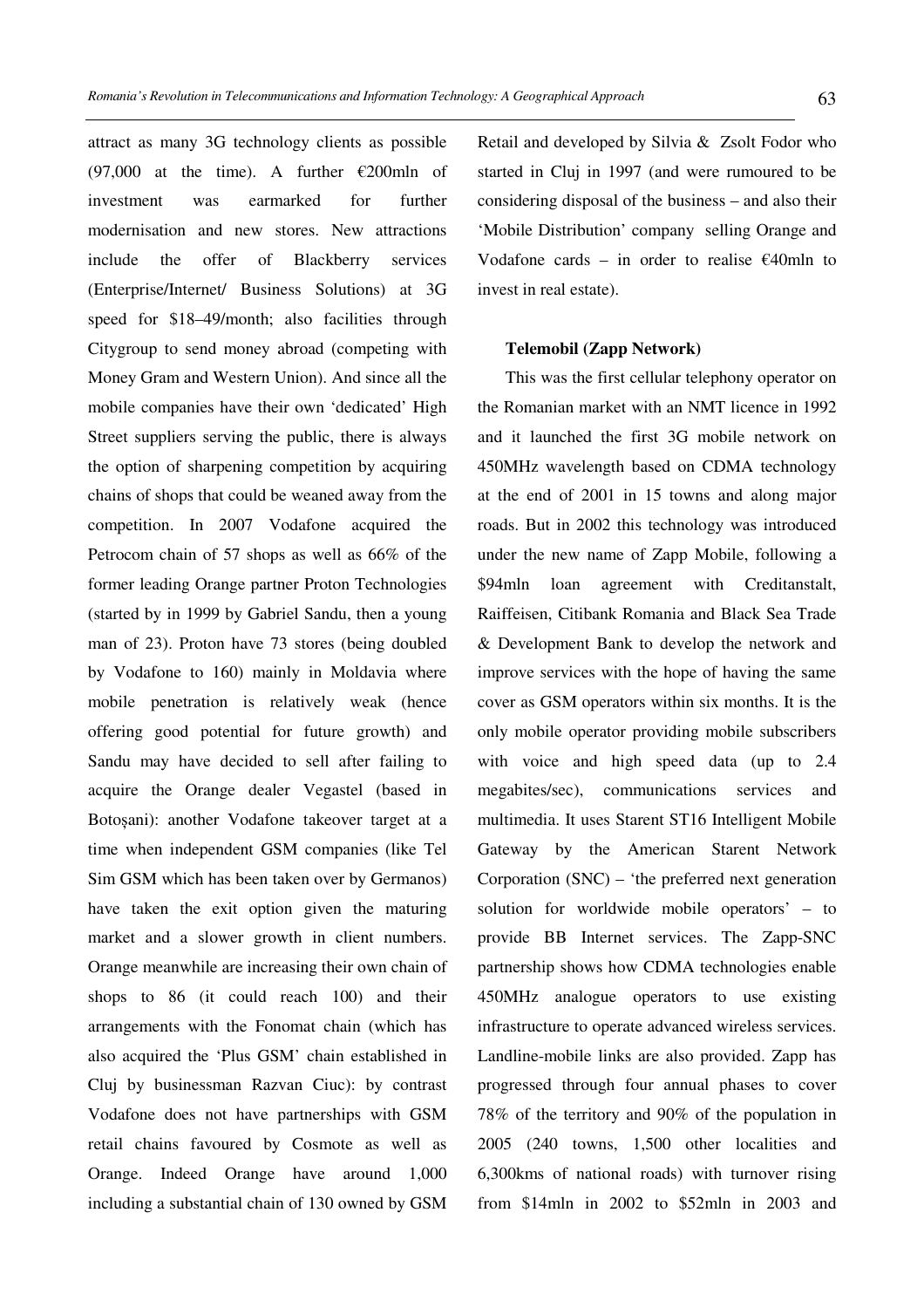attract as many 3G technology clients as possible (97,000 at the time). A further €200mln of investment was earmarked for further modernisation and new stores. New attractions include the offer of Blackberry services (Enterprise/Internet/ Business Solutions) at 3G speed for $18–49/month; also facilities through Citygroup to send money abroad (competing with Money Gram and Western Union). And since all the mobile companies have their own 'dedicated' High Street suppliers serving the public, there is always the option of sharpening competition by acquiring chains of shops that could be weaned away from the competition. In 2007 Vodafone acquired the Petrocom chain of 57 shops as well as 66% of the former leading Orange partner Proton Technologies (started by in 1999 by Gabriel Sandu, then a young man of 23). Proton have 73 stores (being doubled by Vodafone to 160) mainly in Moldavia where mobile penetration is relatively weak (hence offering good potential for future growth) and Sandu may have decided to sell after failing to acquire the Orange dealer Vegastel (based in Botoșani): another Vodafone takeover target at a time when independent GSM companies (like Tel Sim GSM which has been taken over by Germanos) have taken the exit option given the maturing market and a slower growth in client numbers. Orange meanwhile are increasing their own chain of shops to 86 (it could reach 100) and their arrangements with the Fonomat chain (which has also acquired the 'Plus GSM' chain established in Cluj by businessman Razvan Ciuc): by contrast Vodafone does not have partnerships with GSM retail chains favoured by Cosmote as well as Orange. Indeed Orange have around 1,000 including a substantial chain of 130 owned by GSM Retail and developed by Silvia & Zsolt Fodor who started in Cluj in 1997 (and were rumoured to be considering disposal of the business – and also their 'Mobile Distribution' company selling Orange and Vodafone cards – in order to realise €40mln to invest in real estate).

**Telemobil (Zapp Network)**

This was the first cellular telephony operator on the Romanian market with an NMT licence in 1992 and it launched the first 3G mobile network on 450MHz wavelength based on CDMA technology at the end of 2001 in 15 towns and along major roads. But in 2002 this technology was introduced under the new name of Zapp Mobile, following a $94mln loan agreement with Creditanstalt, Raiffeisen, Citibank Romania and Black Sea Trade & Development Bank to develop the network and improve services with the hope of having the same cover as GSM operators within six months. It is the only mobile operator providing mobile subscribers with voice and high speed data (up to 2.4 megabites/sec), communications services and multimedia. It uses Starent ST16 Intelligent Mobile Gateway by the American Starent Network Corporation (SNC) – 'the preferred next generation solution for worldwide mobile operators' – to provide BB Internet services. The Zapp-SNC partnership shows how CDMA technologies enable 450MHz analogue operators to use existing infrastructure to operate advanced wireless services. Landline-mobile links are also provided. Zapp has progressed through four annual phases to cover 78% of the territory and 90% of the population in 2005 (240 towns, 1,500 other localities and 6,300kms of national roads) with turnover rising from $14mln in 2002 to $52mln in 2003 and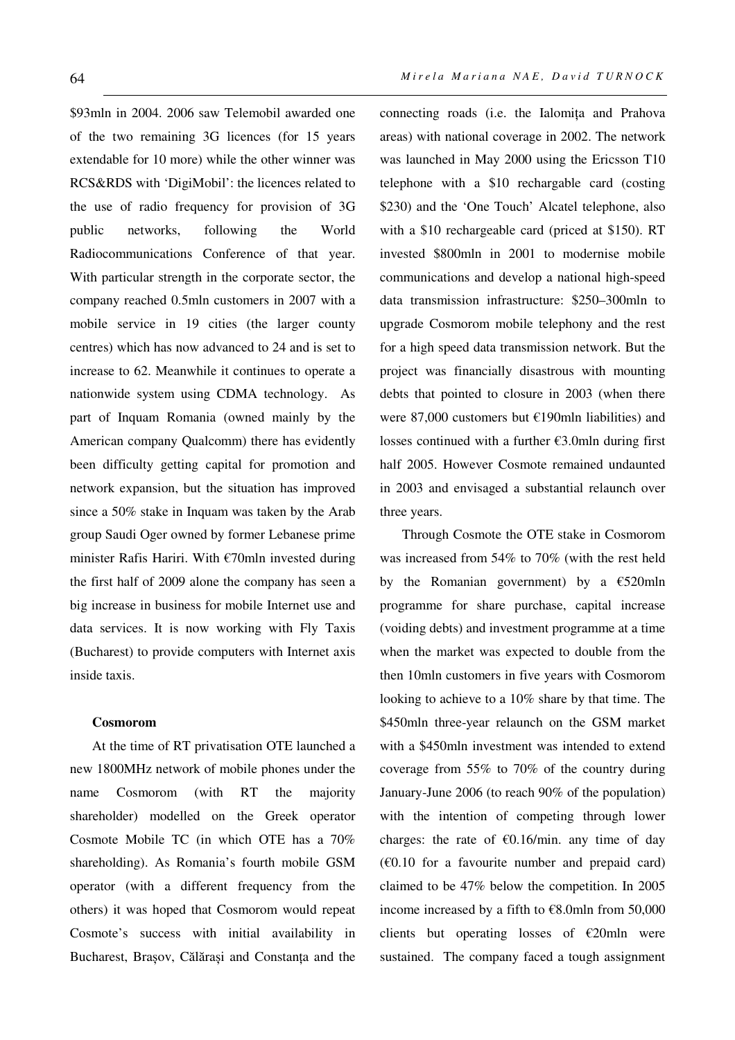$93mln in 2004. 2006 saw Telemobil awarded one of the two remaining 3G licences (for 15 years extendable for 10 more) while the other winner was RCS&RDS with 'DigiMobil': the licences related to the use of radio frequency for provision of 3G public networks, following the World Radiocommunications Conference of that year. With particular strength in the corporate sector, the company reached 0.5mln customers in 2007 with a mobile service in 19 cities (the larger county centres) which has now advanced to 24 and is set to increase to 62. Meanwhile it continues to operate a nationwide system using CDMA technology. As part of Inquam Romania (owned mainly by the American company Qualcomm) there has evidently been difficulty getting capital for promotion and network expansion, but the situation has improved since a 50% stake in Inquam was taken by the Arab group Saudi Oger owned by former Lebanese prime minister Rafis Hariri. With €70mln invested during the first half of 2009 alone the company has seen a big increase in business for mobile Internet use and data services. It is now working with Fly Taxis (Bucharest) to provide computers with Internet axis inside taxis.

**Cosmorom**

At the time of RT privatisation OTE launched a new 1800MHz network of mobile phones under the name Cosmorom (with RT the majority shareholder) modelled on the Greek operator Cosmote Mobile TC (in which OTE has a 70% shareholding). As Romania's fourth mobile GSM operator (with a different frequency from the others) it was hoped that Cosmorom would repeat Cosmote's success with initial availability in Bucharest, Brașov, Călărași and Constanța and the connecting roads (i.e. the Ialomița and Prahova areas) with national coverage in 2002. The network was launched in May 2000 using the Ericsson T10 telephone with a $10 rechargable card (costing $230) and the 'One Touch' Alcatel telephone, also with a $10 rechargeable card (priced at $150). RT invested $800mln in 2001 to modernise mobile communications and develop a national high-speed data transmission infrastructure: $250–300mln to upgrade Cosmorom mobile telephony and the rest for a high speed data transmission network. But the project was financially disastrous with mounting debts that pointed to closure in 2003 (when there were 87,000 customers but €190mln liabilities) and losses continued with a further €3.0mln during first half 2005. However Cosmote remained undaunted in 2003 and envisaged a substantial relaunch over three years.

Through Cosmote the OTE stake in Cosmorom was increased from 54% to 70% (with the rest held by the Romanian government) by a €520mln programme for share purchase, capital increase (voiding debts) and investment programme at a time when the market was expected to double from the then 10mln customers in five years with Cosmorom looking to achieve to a 10% share by that time. The $450mln three-year relaunch on the GSM market with a $450mln investment was intended to extend coverage from 55% to 70% of the country during January-June 2006 (to reach 90% of the population) with the intention of competing through lower charges: the rate of €0.16/min. any time of day (€0.10 for a favourite number and prepaid card) claimed to be 47% below the competition. In 2005 income increased by a fifth to €8.0mln from 50,000 clients but operating losses of €20mln were sustained. The company faced a tough assignment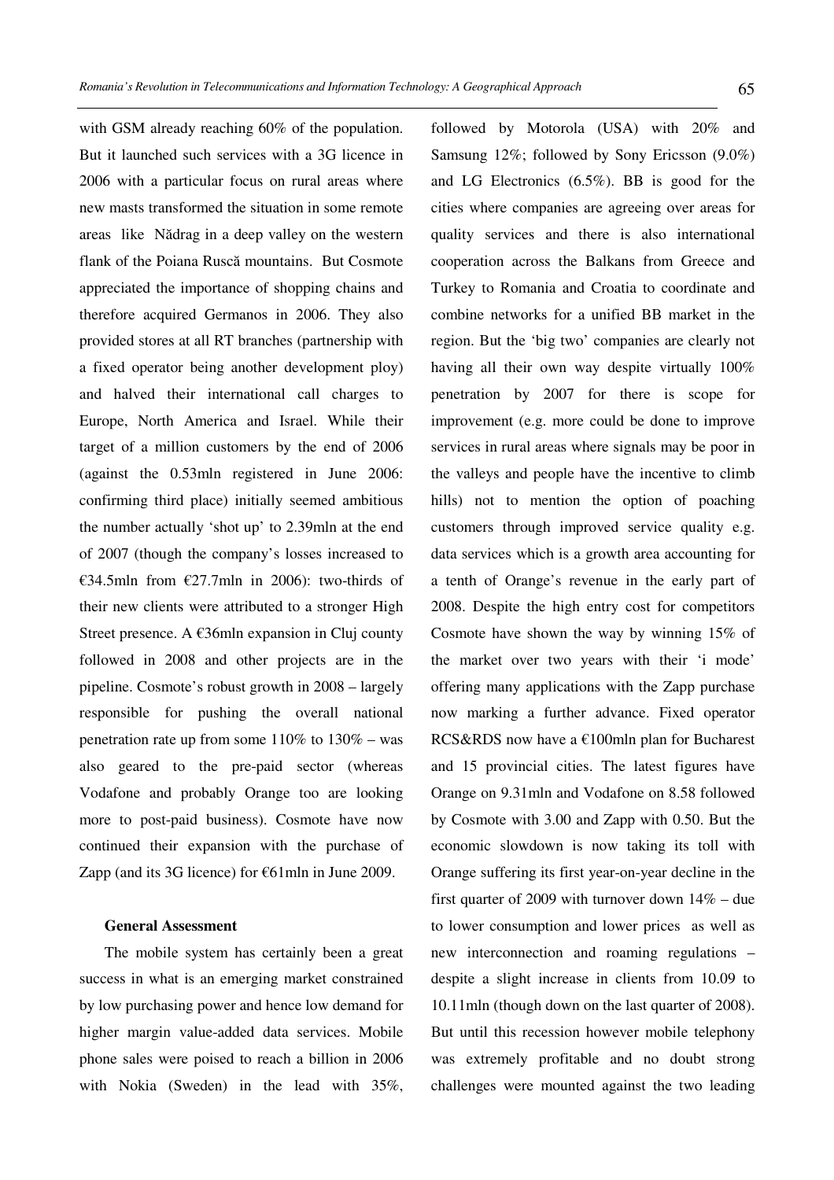with GSM already reaching 60% of the population. But it launched such services with a 3G licence in 2006 with a particular focus on rural areas where new masts transformed the situation in some remote areas like Nădrag in a deep valley on the western flank of the Poiana Ruscă mountains. But Cosmote appreciated the importance of shopping chains and therefore acquired Germanos in 2006. They also provided stores at all RT branches (partnership with a fixed operator being another development ploy) and halved their international call charges to Europe, North America and Israel. While their target of a million customers by the end of 2006 (against the 0.53mln registered in June 2006: confirming third place) initially seemed ambitious the number actually 'shot up' to 2.39mln at the end of 2007 (though the company's losses increased to €34.5mln from €27.7mln in 2006): two-thirds of their new clients were attributed to a stronger High Street presence. A €36mln expansion in Cluj county followed in 2008 and other projects are in the pipeline. Cosmote's robust growth in 2008 – largely responsible for pushing the overall national penetration rate up from some 110% to 130% – was also geared to the pre-paid sector (whereas Vodafone and probably Orange too are looking more to post-paid business). Cosmote have now continued their expansion with the purchase of Zapp (and its 3G licence) for €61mln in June 2009.

### General Assessment

The mobile system has certainly been a great success in what is an emerging market constrained by low purchasing power and hence low demand for higher margin value-added data services. Mobile phone sales were poised to reach a billion in 2006 with Nokia (Sweden) in the lead with 35%, followed by Motorola (USA) with 20% and Samsung 12%; followed by Sony Ericsson (9.0%) and LG Electronics (6.5%). BB is good for the cities where companies are agreeing over areas for quality services and there is also international cooperation across the Balkans from Greece and Turkey to Romania and Croatia to coordinate and combine networks for a unified BB market in the region. But the 'big two' companies are clearly not having all their own way despite virtually 100% penetration by 2007 for there is scope for improvement (e.g. more could be done to improve services in rural areas where signals may be poor in the valleys and people have the incentive to climb hills) not to mention the option of poaching customers through improved service quality e.g. data services which is a growth area accounting for a tenth of Orange's revenue in the early part of 2008. Despite the high entry cost for competitors Cosmote have shown the way by winning 15% of the market over two years with their 'i mode' offering many applications with the Zapp purchase now marking a further advance. Fixed operator RCS&RDS now have a €100mln plan for Bucharest and 15 provincial cities. The latest figures have Orange on 9.31mln and Vodafone on 8.58 followed by Cosmote with 3.00 and Zapp with 0.50. But the economic slowdown is now taking its toll with Orange suffering its first year-on-year decline in the first quarter of 2009 with turnover down 14% – due to lower consumption and lower prices as well as new interconnection and roaming regulations – despite a slight increase in clients from 10.09 to 10.11mln (though down on the last quarter of 2008). But until this recession however mobile telephony was extremely profitable and no doubt strong challenges were mounted against the two leading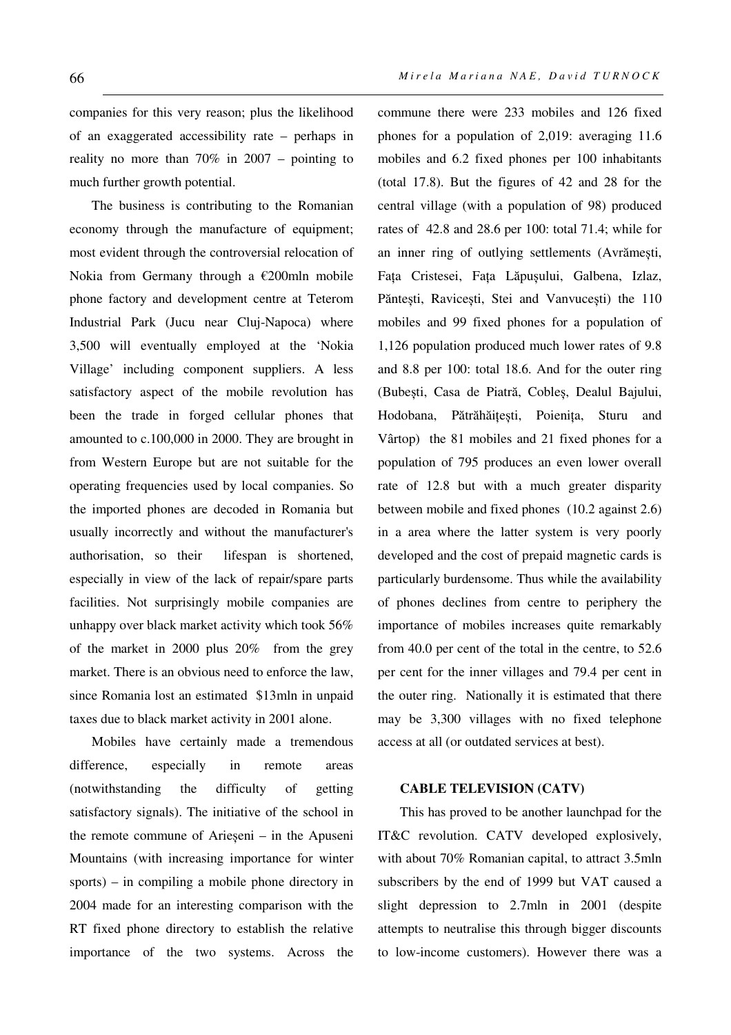companies for this very reason; plus the likelihood of an exaggerated accessibility rate – perhaps in reality no more than 70% in 2007 – pointing to much further growth potential.

The business is contributing to the Romanian economy through the manufacture of equipment; most evident through the controversial relocation of Nokia from Germany through a €200mln mobile phone factory and development centre at Teterom Industrial Park (Jucu near Cluj-Napoca) where 3,500 will eventually employed at the 'Nokia Village' including component suppliers. A less satisfactory aspect of the mobile revolution has been the trade in forged cellular phones that amounted to c.100,000 in 2000. They are brought in from Western Europe but are not suitable for the operating frequencies used by local companies. So the imported phones are decoded in Romania but usually incorrectly and without the manufacturer's authorisation, so their lifespan is shortened, especially in view of the lack of repair/spare parts facilities. Not surprisingly mobile companies are unhappy over black market activity which took 56% of the market in 2000 plus 20% from the grey market. There is an obvious need to enforce the law, since Romania lost an estimated $13mln in unpaid taxes due to black market activity in 2001 alone.

Mobiles have certainly made a tremendous difference, especially in remote areas (notwithstanding the difficulty of getting satisfactory signals). The initiative of the school in the remote commune of Arieșeni – in the Apuseni Mountains (with increasing importance for winter sports) – in compiling a mobile phone directory in 2004 made for an interesting comparison with the RT fixed phone directory to establish the relative importance of the two systems. Across the commune there were 233 mobiles and 126 fixed phones for a population of 2,019: averaging 11.6 mobiles and 6.2 fixed phones per 100 inhabitants (total 17.8). But the figures of 42 and 28 for the central village (with a population of 98) produced rates of 42.8 and 28.6 per 100: total 71.4; while for an inner ring of outlying settlements (Avrămești, Fața Cristesei, Fața Lăpușului, Galbena, Izlaz, Păntești, Ravicești, Stei and Vanvucești) the 110 mobiles and 99 fixed phones for a population of 1,126 population produced much lower rates of 9.8 and 8.8 per 100: total 18.6. And for the outer ring (Bubești, Casa de Piatră, Cobleș, Dealul Bajului, Hodobana, Pătrăhăițești, Poienița, Sturu and Vârtop) the 81 mobiles and 21 fixed phones for a population of 795 produces an even lower overall rate of 12.8 but with a much greater disparity between mobile and fixed phones (10.2 against 2.6) in a area where the latter system is very poorly developed and the cost of prepaid magnetic cards is particularly burdensome. Thus while the availability of phones declines from centre to periphery the importance of mobiles increases quite remarkably from 40.0 per cent of the total in the centre, to 52.6 per cent for the inner villages and 79.4 per cent in the outer ring. Nationally it is estimated that there may be 3,300 villages with no fixed telephone access at all (or outdated services at best).

### CABLE TELEVISION (CATV)

This has proved to be another launchpad for the IT&C revolution. CATV developed explosively, with about 70% Romanian capital, to attract 3.5mln subscribers by the end of 1999 but VAT caused a slight depression to 2.7mln in 2001 (despite attempts to neutralise this through bigger discounts to low-income customers). However there was a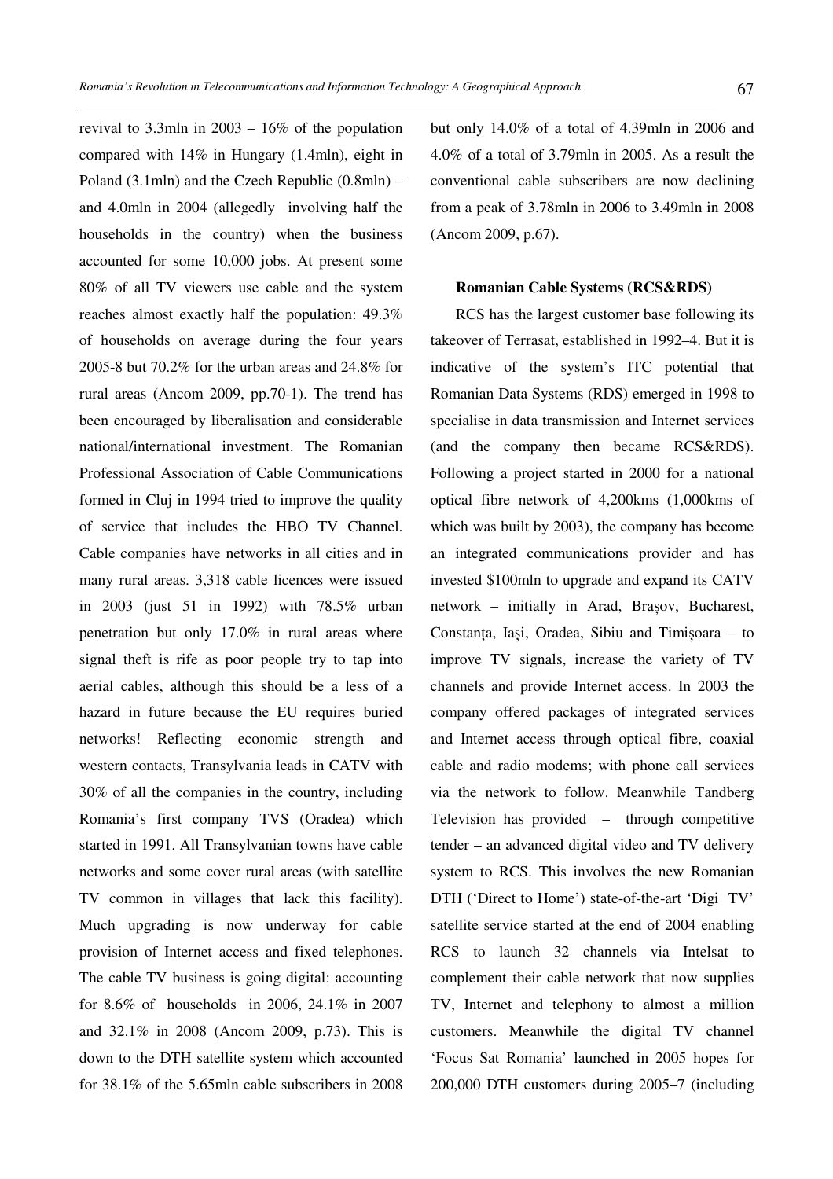revival to 3.3mln in 2003 – 16% of the population compared with 14% in Hungary (1.4mln), eight in Poland (3.1mln) and the Czech Republic (0.8mln) – and 4.0mln in 2004 (allegedly involving half the households in the country) when the business accounted for some 10,000 jobs. At present some 80% of all TV viewers use cable and the system reaches almost exactly half the population: 49.3% of households on average during the four years 2005-8 but 70.2% for the urban areas and 24.8% for rural areas (Ancom 2009, pp.70-1). The trend has been encouraged by liberalisation and considerable national/international investment. The Romanian Professional Association of Cable Communications formed in Cluj in 1994 tried to improve the quality of service that includes the HBO TV Channel. Cable companies have networks in all cities and in many rural areas. 3,318 cable licences were issued in 2003 (just 51 in 1992) with 78.5% urban penetration but only 17.0% in rural areas where signal theft is rife as poor people try to tap into aerial cables, although this should be a less of a hazard in future because the EU requires buried networks! Reflecting economic strength and western contacts, Transylvania leads in CATV with 30% of all the companies in the country, including Romania's first company TVS (Oradea) which started in 1991. All Transylvanian towns have cable networks and some cover rural areas (with satellite TV common in villages that lack this facility). Much upgrading is now underway for cable provision of Internet access and fixed telephones. The cable TV business is going digital: accounting for 8.6% of households in 2006, 24.1% in 2007 and 32.1% in 2008 (Ancom 2009, p.73). This is down to the DTH satellite system which accounted for 38.1% of the 5.65mln cable subscribers in 2008 but only 14.0% of a total of 4.39mln in 2006 and 4.0% of a total of 3.79mln in 2005. As a result the conventional cable subscribers are now declining from a peak of 3.78mln in 2006 to 3.49mln in 2008 (Ancom 2009, p.67).

**Romanian Cable Systems (RCS&RDS)**

RCS has the largest customer base following its takeover of Terrasat, established in 1992–4. But it is indicative of the system's ITC potential that Romanian Data Systems (RDS) emerged in 1998 to specialise in data transmission and Internet services (and the company then became RCS&RDS). Following a project started in 2000 for a national optical fibre network of 4,200kms (1,000kms of which was built by 2003), the company has become an integrated communications provider and has invested \$100mln to upgrade and expand its CATV network – initially in Arad, Brașov, Bucharest, Constanța, Iași, Oradea, Sibiu and Timișoara – to improve TV signals, increase the variety of TV channels and provide Internet access. In 2003 the company offered packages of integrated services and Internet access through optical fibre, coaxial cable and radio modems; with phone call services via the network to follow. Meanwhile Tandberg Television has provided – through competitive tender – an advanced digital video and TV delivery system to RCS. This involves the new Romanian DTH ('Direct to Home') state-of-the-art 'Digi TV' satellite service started at the end of 2004 enabling RCS to launch 32 channels via Intelsat to complement their cable network that now supplies TV, Internet and telephony to almost a million customers. Meanwhile the digital TV channel 'Focus Sat Romania' launched in 2005 hopes for 200,000 DTH customers during 2005–7 (including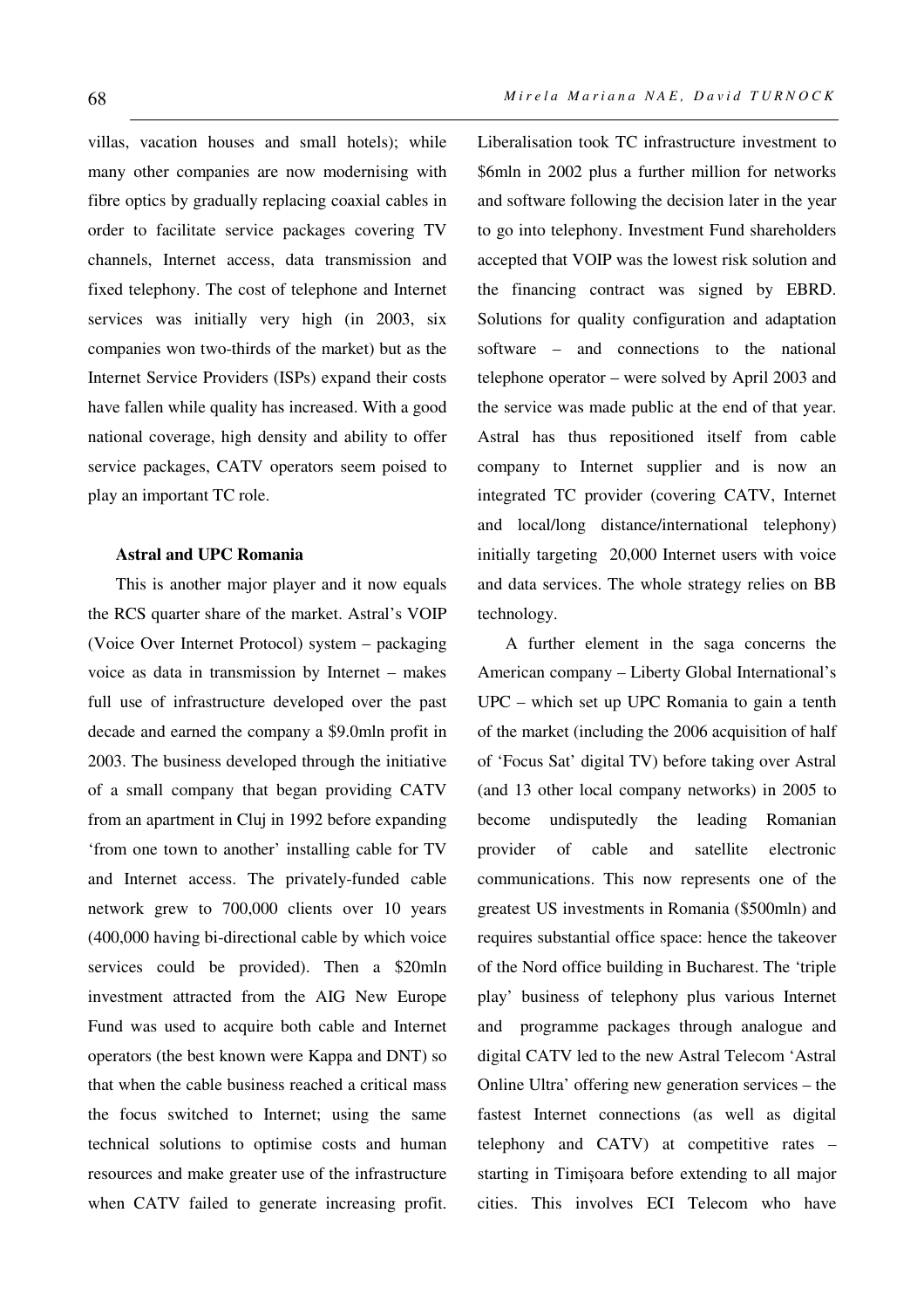villas, vacation houses and small hotels); while many other companies are now modernising with fibre optics by gradually replacing coaxial cables in order to facilitate service packages covering TV channels, Internet access, data transmission and fixed telephony. The cost of telephone and Internet services was initially very high (in 2003, six companies won two-thirds of the market) but as the Internet Service Providers (ISPs) expand their costs have fallen while quality has increased. With a good national coverage, high density and ability to offer service packages, CATV operators seem poised to play an important TC role.

### Astral and UPC Romania

This is another major player and it now equals the RCS quarter share of the market. Astral's VOIP (Voice Over Internet Protocol) system – packaging voice as data in transmission by Internet – makes full use of infrastructure developed over the past decade and earned the company a \$9.0mln profit in 2003. The business developed through the initiative of a small company that began providing CATV from an apartment in Cluj in 1992 before expanding 'from one town to another' installing cable for TV and Internet access. The privately-funded cable network grew to 700,000 clients over 10 years (400,000 having bi-directional cable by which voice services could be provided). Then a \$20mln investment attracted from the AIG New Europe Fund was used to acquire both cable and Internet operators (the best known were Kappa and DNT) so that when the cable business reached a critical mass the focus switched to Internet; using the same technical solutions to optimise costs and human resources and make greater use of the infrastructure when CATV failed to generate increasing profit. Liberalisation took TC infrastructure investment to \$6mln in 2002 plus a further million for networks and software following the decision later in the year to go into telephony. Investment Fund shareholders accepted that VOIP was the lowest risk solution and the financing contract was signed by EBRD. Solutions for quality configuration and adaptation software – and connections to the national telephone operator – were solved by April 2003 and the service was made public at the end of that year. Astral has thus repositioned itself from cable company to Internet supplier and is now an integrated TC provider (covering CATV, Internet and local/long distance/international telephony) initially targeting 20,000 Internet users with voice and data services. The whole strategy relies on BB technology.

A further element in the saga concerns the American company – Liberty Global International's UPC – which set up UPC Romania to gain a tenth of the market (including the 2006 acquisition of half of 'Focus Sat' digital TV) before taking over Astral (and 13 other local company networks) in 2005 to become undisputedly the leading Romanian provider of cable and satellite electronic communications. This now represents one of the greatest US investments in Romania (\$500mln) and requires substantial office space: hence the takeover of the Nord office building in Bucharest. The 'triple play' business of telephony plus various Internet and programme packages through analogue and digital CATV led to the new Astral Telecom 'Astral Online Ultra' offering new generation services – the fastest Internet connections (as well as digital telephony and CATV) at competitive rates – starting in Timişoara before extending to all major cities. This involves ECI Telecom who have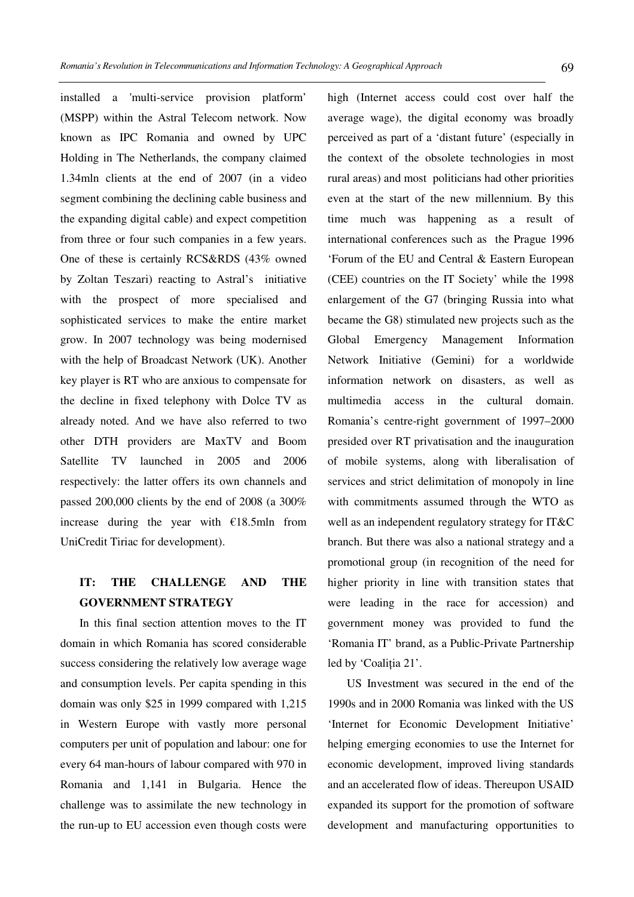installed a 'multi-service provision platform' (MSPP) within the Astral Telecom network. Now known as IPC Romania and owned by UPC Holding in The Netherlands, the company claimed 1.34mln clients at the end of 2007 (in a video segment combining the declining cable business and the expanding digital cable) and expect competition from three or four such companies in a few years. One of these is certainly RCS&RDS (43% owned by Zoltan Teszari) reacting to Astral's initiative with the prospect of more specialised and sophisticated services to make the entire market grow. In 2007 technology was being modernised with the help of Broadcast Network (UK). Another key player is RT who are anxious to compensate for the decline in fixed telephony with Dolce TV as already noted. And we have also referred to two other DTH providers are MaxTV and Boom Satellite TV launched in 2005 and 2006 respectively: the latter offers its own channels and passed 200,000 clients by the end of 2008 (a 300% increase during the year with €18.5mln from UniCredit Tiriac for development).

## IT: THE CHALLENGE AND THE GOVERNMENT STRATEGY

In this final section attention moves to the IT domain in which Romania has scored considerable success considering the relatively low average wage and consumption levels. Per capita spending in this domain was only $25 in 1999 compared with 1,215 in Western Europe with vastly more personal computers per unit of population and labour: one for every 64 man-hours of labour compared with 970 in Romania and 1,141 in Bulgaria. Hence the challenge was to assimilate the new technology in the run-up to EU accession even though costs were high (Internet access could cost over half the average wage), the digital economy was broadly perceived as part of a 'distant future' (especially in the context of the obsolete technologies in most rural areas) and most politicians had other priorities even at the start of the new millennium. By this time much was happening as a result of international conferences such as the Prague 1996 'Forum of the EU and Central & Eastern European (CEE) countries on the IT Society' while the 1998 enlargement of the G7 (bringing Russia into what became the G8) stimulated new projects such as the Global Emergency Management Information Network Initiative (Gemini) for a worldwide information network on disasters, as well as multimedia access in the cultural domain. Romania's centre-right government of 1997–2000 presided over RT privatisation and the inauguration of mobile systems, along with liberalisation of services and strict delimitation of monopoly in line with commitments assumed through the WTO as well as an independent regulatory strategy for IT&C branch. But there was also a national strategy and a promotional group (in recognition of the need for higher priority in line with transition states that were leading in the race for accession) and government money was provided to fund the 'Romania IT' brand, as a Public-Private Partnership led by 'Coaliția 21'.

US Investment was secured in the end of the 1990s and in 2000 Romania was linked with the US 'Internet for Economic Development Initiative' helping emerging economies to use the Internet for economic development, improved living standards and an accelerated flow of ideas. Thereupon USAID expanded its support for the promotion of software development and manufacturing opportunities to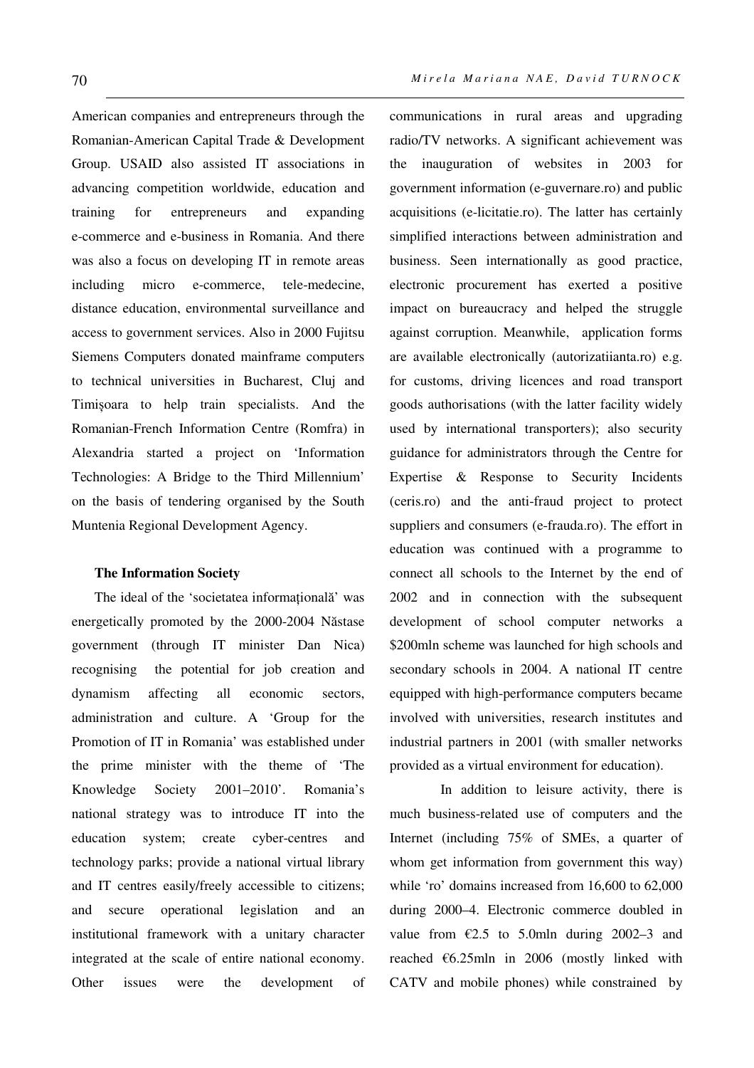American companies and entrepreneurs through the Romanian-American Capital Trade & Development Group. USAID also assisted IT associations in advancing competition worldwide, education and training for entrepreneurs and expanding e-commerce and e-business in Romania. And there was also a focus on developing IT in remote areas including micro e-commerce, tele-medecine, distance education, environmental surveillance and access to government services. Also in 2000 Fujitsu Siemens Computers donated mainframe computers to technical universities in Bucharest, Cluj and Timișoara to help train specialists. And the Romanian-French Information Centre (Romfra) in Alexandria started a project on 'Information Technologies: A Bridge to the Third Millennium' on the basis of tendering organised by the South Muntenia Regional Development Agency.

### The Information Society

The ideal of the 'societatea informațională' was energetically promoted by the 2000-2004 Năstase government (through IT minister Dan Nica) recognising the potential for job creation and dynamism affecting all economic sectors, administration and culture. A 'Group for the Promotion of IT in Romania' was established under the prime minister with the theme of 'The Knowledge Society 2001–2010'. Romania's national strategy was to introduce IT into the education system; create cyber-centres and technology parks; provide a national virtual library and IT centres easily/freely accessible to citizens; and secure operational legislation and an institutional framework with a unitary character integrated at the scale of entire national economy. Other issues were the development of communications in rural areas and upgrading radio/TV networks. A significant achievement was the inauguration of websites in 2003 for government information (e-guvernare.ro) and public acquisitions (e-licitatie.ro). The latter has certainly simplified interactions between administration and business. Seen internationally as good practice, electronic procurement has exerted a positive impact on bureaucracy and helped the struggle against corruption. Meanwhile, application forms are available electronically (autorizatiianta.ro) e.g. for customs, driving licences and road transport goods authorisations (with the latter facility widely used by international transporters); also security guidance for administrators through the Centre for Expertise & Response to Security Incidents (ceris.ro) and the anti-fraud project to protect suppliers and consumers (e-frauda.ro). The effort in education was continued with a programme to connect all schools to the Internet by the end of 2002 and in connection with the subsequent development of school computer networks a \$200mln scheme was launched for high schools and secondary schools in 2004. A national IT centre equipped with high-performance computers became involved with universities, research institutes and industrial partners in 2001 (with smaller networks provided as a virtual environment for education).

In addition to leisure activity, there is much business-related use of computers and the Internet (including 75% of SMEs, a quarter of whom get information from government this way) while 'ro' domains increased from 16,600 to 62,000 during 2000–4. Electronic commerce doubled in value from €2.5 to 5.0mln during 2002–3 and reached €6.25mln in 2006 (mostly linked with CATV and mobile phones) while constrained by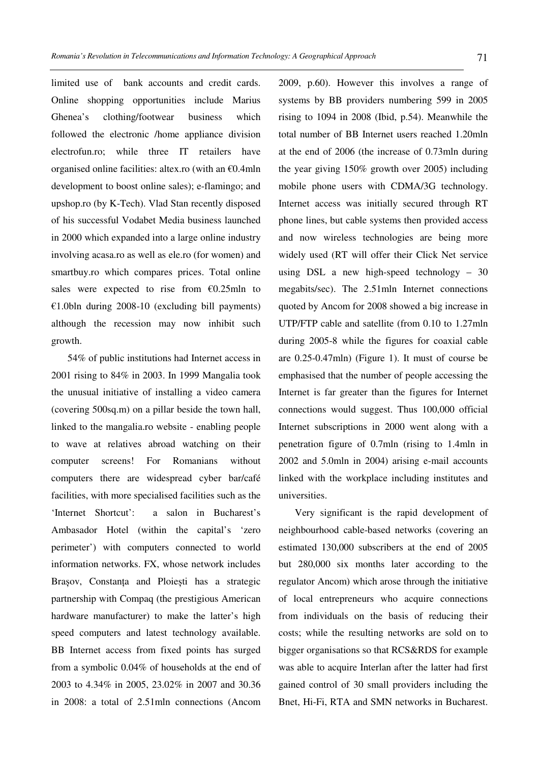limited use of bank accounts and credit cards. Online shopping opportunities include Marius Ghenea's clothing/footwear business which followed the electronic /home appliance division electrofun.ro; while three IT retailers have organised online facilities: altex.ro (with an €0.4mln development to boost online sales); e-flamingo; and upshop.ro (by K-Tech). Vlad Stan recently disposed of his successful Vodabet Media business launched in 2000 which expanded into a large online industry involving acasa.ro as well as ele.ro (for women) and smartbuy.ro which compares prices. Total online sales were expected to rise from €0.25mln to €1.0bln during 2008-10 (excluding bill payments) although the recession may now inhibit such growth.

54% of public institutions had Internet access in 2001 rising to 84% in 2003. In 1999 Mangalia took the unusual initiative of installing a video camera (covering 500sq.m) on a pillar beside the town hall, linked to the mangalia.ro website - enabling people to wave at relatives abroad watching on their computer screens! For Romanians without computers there are widespread cyber bar/café facilities, with more specialised facilities such as the 'Internet Shortcut': a salon in Bucharest's Ambasador Hotel (within the capital's 'zero perimeter') with computers connected to world information networks. FX, whose network includes Brașov, Constanța and Ploiești has a strategic partnership with Compaq (the prestigious American hardware manufacturer) to make the latter's high speed computers and latest technology available. BB Internet access from fixed points has surged from a symbolic 0.04% of households at the end of 2003 to 4.34% in 2005, 23.02% in 2007 and 30.36 in 2008: a total of 2.51mln connections (Ancom 2009, p.60). However this involves a range of systems by BB providers numbering 599 in 2005 rising to 1094 in 2008 (Ibid, p.54). Meanwhile the total number of BB Internet users reached 1.20mln at the end of 2006 (the increase of 0.73mln during the year giving 150% growth over 2005) including mobile phone users with CDMA/3G technology. Internet access was initially secured through RT phone lines, but cable systems then provided access and now wireless technologies are being more widely used (RT will offer their Click Net service using DSL a new high-speed technology – 30 megabits/sec). The 2.51mln Internet connections quoted by Ancom for 2008 showed a big increase in UTP/FTP cable and satellite (from 0.10 to 1.27mln during 2005-8 while the figures for coaxial cable are 0.25-0.47mln) (Figure 1). It must of course be emphasised that the number of people accessing the Internet is far greater than the figures for Internet connections would suggest. Thus 100,000 official Internet subscriptions in 2000 went along with a penetration figure of 0.7mln (rising to 1.4mln in 2002 and 5.0mln in 2004) arising e-mail accounts linked with the workplace including institutes and universities.

Very significant is the rapid development of neighbourhood cable-based networks (covering an estimated 130,000 subscribers at the end of 2005 but 280,000 six months later according to the regulator Ancom) which arose through the initiative of local entrepreneurs who acquire connections from individuals on the basis of reducing their costs; while the resulting networks are sold on to bigger organisations so that RCS&RDS for example was able to acquire Interlan after the latter had first gained control of 30 small providers including the Bnet, Hi-Fi, RTA and SMN networks in Bucharest.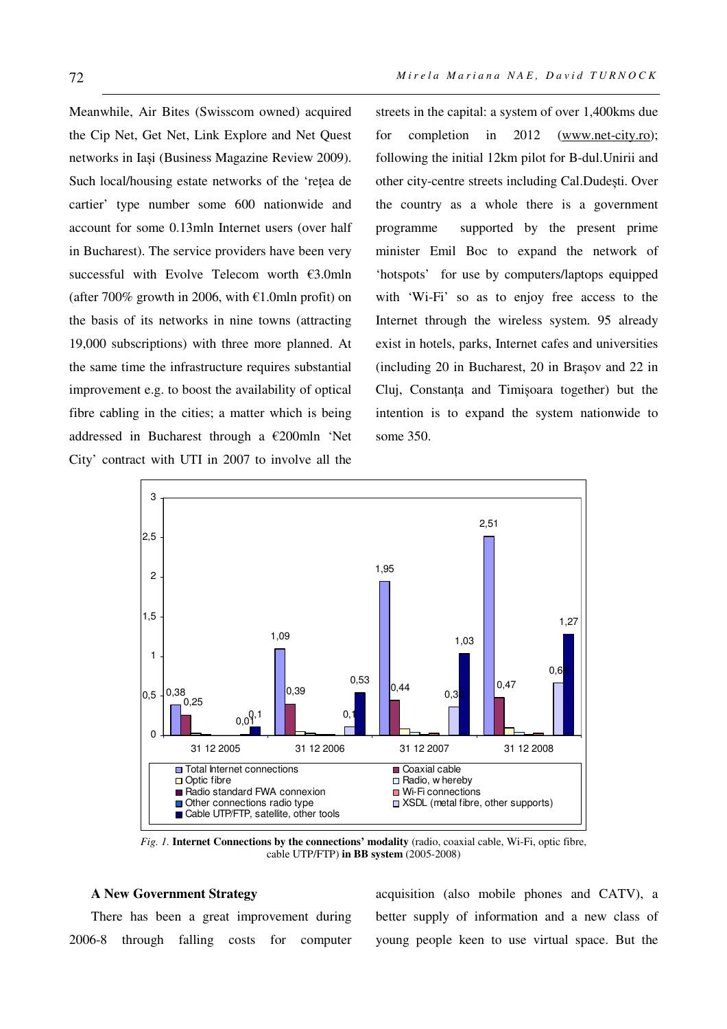Meanwhile, Air Bites (Swisscom owned) acquired the Cip Net, Get Net, Link Explore and Net Quest networks in Iași (Business Magazine Review 2009). Such local/housing estate networks of the 'rețea de cartier' type number some 600 nationwide and account for some 0.13mln Internet users (over half in Bucharest). The service providers have been very successful with Evolve Telecom worth €3.0mln (after 700% growth in 2006, with €1.0mln profit) on the basis of its networks in nine towns (attracting 19,000 subscriptions) with three more planned. At the same time the infrastructure requires substantial improvement e.g. to boost the availability of optical fibre cabling in the cities; a matter which is being addressed in Bucharest through a €200mln 'Net City' contract with UTI in 2007 to involve all the streets in the capital: a system of over 1,400kms due for completion in 2012 (www.net-city.ro); following the initial 12km pilot for B-dul.Unirii and other city-centre streets including Cal.Dudești. Over the country as a whole there is a government programme supported by the present prime minister Emil Boc to expand the network of 'hotspots' for use by computers/laptops equipped with 'Wi-Fi' so as to enjoy free access to the Internet through the wireless system. 95 already exist in hotels, parks, Internet cafes and universities (including 20 in Bucharest, 20 in Brașov and 22 in Cluj, Constanța and Timișoara together) but the intention is to expand the system nationwide to some 350.

*Fig. 1.* **Internet Connections by the connections' modality** (radio, coaxial cable, Wi-Fi, optic fibre, cable UTP/FTP) **in BB system** (2005-2008)

### A New Government Strategy

There has been a great improvement during 2006-8 through falling costs for computer acquisition (also mobile phones and CATV), a better supply of information and a new class of young people keen to use virtual space. But the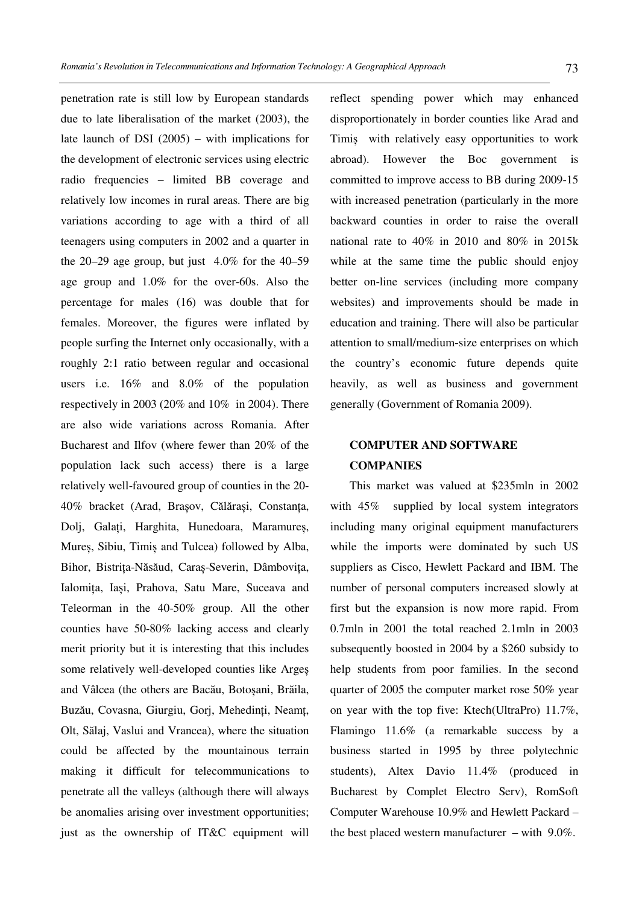penetration rate is still low by European standards due to late liberalisation of the market (2003), the late launch of DSI (2005) – with implications for the development of electronic services using electric radio frequencies – limited BB coverage and relatively low incomes in rural areas. There are big variations according to age with a third of all teenagers using computers in 2002 and a quarter in the 20–29 age group, but just 4.0% for the 40–59 age group and 1.0% for the over-60s. Also the percentage for males (16) was double that for females. Moreover, the figures were inflated by people surfing the Internet only occasionally, with a roughly 2:1 ratio between regular and occasional users i.e. 16% and 8.0% of the population respectively in 2003 (20% and 10% in 2004). There are also wide variations across Romania. After Bucharest and Ilfov (where fewer than 20% of the population lack such access) there is a large relatively well-favoured group of counties in the 20-40% bracket (Arad, Brașov, Călărași, Constanța, Dolj, Galați, Harghita, Hunedoara, Maramureș, Mureș, Sibiu, Timiș and Tulcea) followed by Alba, Bihor, Bistrița-Năsăud, Caraș-Severin, Dâmbovița, Ialomița, Iași, Prahova, Satu Mare, Suceava and Teleorman in the 40-50% group. All the other counties have 50-80% lacking access and clearly merit priority but it is interesting that this includes some relatively well-developed counties like Argeș and Vâlcea (the others are Bacău, Botoșani, Brăila, Buzău, Covasna, Giurgiu, Gorj, Mehedinți, Neamț, Olt, Sălaj, Vaslui and Vrancea), where the situation could be affected by the mountainous terrain making it difficult for telecommunications to penetrate all the valleys (although there will always be anomalies arising over investment opportunities; just as the ownership of IT&C equipment will reflect spending power which may enhanced disproportionately in border counties like Arad and Timiș with relatively easy opportunities to work abroad). However the Boc government is committed to improve access to BB during 2009-15 with increased penetration (particularly in the more backward counties in order to raise the overall national rate to 40% in 2010 and 80% in 2015k while at the same time the public should enjoy better on-line services (including more company websites) and improvements should be made in education and training. There will also be particular attention to small/medium-size enterprises on which the country's economic future depends quite heavily, as well as business and government generally (Government of Romania 2009).

## COMPUTER AND SOFTWARE COMPANIES

This market was valued at $235mln in 2002 with 45% supplied by local system integrators including many original equipment manufacturers while the imports were dominated by such US suppliers as Cisco, Hewlett Packard and IBM. The number of personal computers increased slowly at first but the expansion is now more rapid. From 0.7mln in 2001 the total reached 2.1mln in 2003 subsequently boosted in 2004 by a $260 subsidy to help students from poor families. In the second quarter of 2005 the computer market rose 50% year on year with the top five: Ktech(UltraPro) 11.7%, Flamingo 11.6% (a remarkable success by a business started in 1995 by three polytechnic students), Altex Davio 11.4% (produced in Bucharest by Complet Electro Serv), RomSoft Computer Warehouse 10.9% and Hewlett Packard – the best placed western manufacturer – with 9.0%.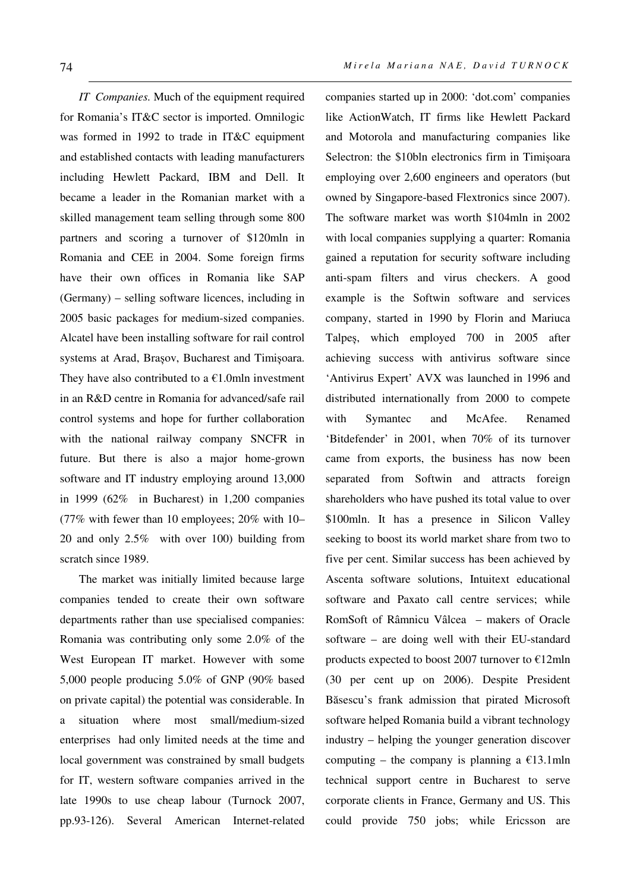*IT Companies.* Much of the equipment required for Romania's IT&C sector is imported. Omnilogic was formed in 1992 to trade in IT&C equipment and established contacts with leading manufacturers including Hewlett Packard, IBM and Dell. It became a leader in the Romanian market with a skilled management team selling through some 800 partners and scoring a turnover of $120mln in Romania and CEE in 2004. Some foreign firms have their own offices in Romania like SAP (Germany) – selling software licences, including in 2005 basic packages for medium-sized companies. Alcatel have been installing software for rail control systems at Arad, Braşov, Bucharest and Timişoara. They have also contributed to a €1.0mln investment in an R&D centre in Romania for advanced/safe rail control systems and hope for further collaboration with the national railway company SNCFR in future. But there is also a major home-grown software and IT industry employing around 13,000 in 1999 (62% in Bucharest) in 1,200 companies (77% with fewer than 10 employees; 20% with 10–20 and only 2.5% with over 100) building from scratch since 1989.

The market was initially limited because large companies tended to create their own software departments rather than use specialised companies: Romania was contributing only some 2.0% of the West European IT market. However with some 5,000 people producing 5.0% of GNP (90% based on private capital) the potential was considerable. In a situation where most small/medium-sized enterprises had only limited needs at the time and local government was constrained by small budgets for IT, western software companies arrived in the late 1990s to use cheap labour (Turnock 2007, pp.93-126). Several American Internet-related companies started up in 2000: 'dot.com' companies like ActionWatch, IT firms like Hewlett Packard and Motorola and manufacturing companies like Selectron: the $10bln electronics firm in Timişoara employing over 2,600 engineers and operators (but owned by Singapore-based Flextronics since 2007). The software market was worth $104mln in 2002 with local companies supplying a quarter: Romania gained a reputation for security software including anti-spam filters and virus checkers. A good example is the Softwin software and services company, started in 1990 by Florin and Mariuca Talpeş, which employed 700 in 2005 after achieving success with antivirus software since 'Antivirus Expert' AVX was launched in 1996 and distributed internationally from 2000 to compete with Symantec and McAfee. Renamed 'Bitdefender' in 2001, when 70% of its turnover came from exports, the business has now been separated from Softwin and attracts foreign shareholders who have pushed its total value to over $100mln. It has a presence in Silicon Valley seeking to boost its world market share from two to five per cent. Similar success has been achieved by Ascenta software solutions, Intuitext educational software and Paxato call centre services; while RomSoft of Râmnicu Vâlcea – makers of Oracle software – are doing well with their EU-standard products expected to boost 2007 turnover to €12mln (30 per cent up on 2006). Despite President Băsescu's frank admission that pirated Microsoft software helped Romania build a vibrant technology industry – helping the younger generation discover computing – the company is planning a €13.1mln technical support centre in Bucharest to serve corporate clients in France, Germany and US. This could provide 750 jobs; while Ericsson are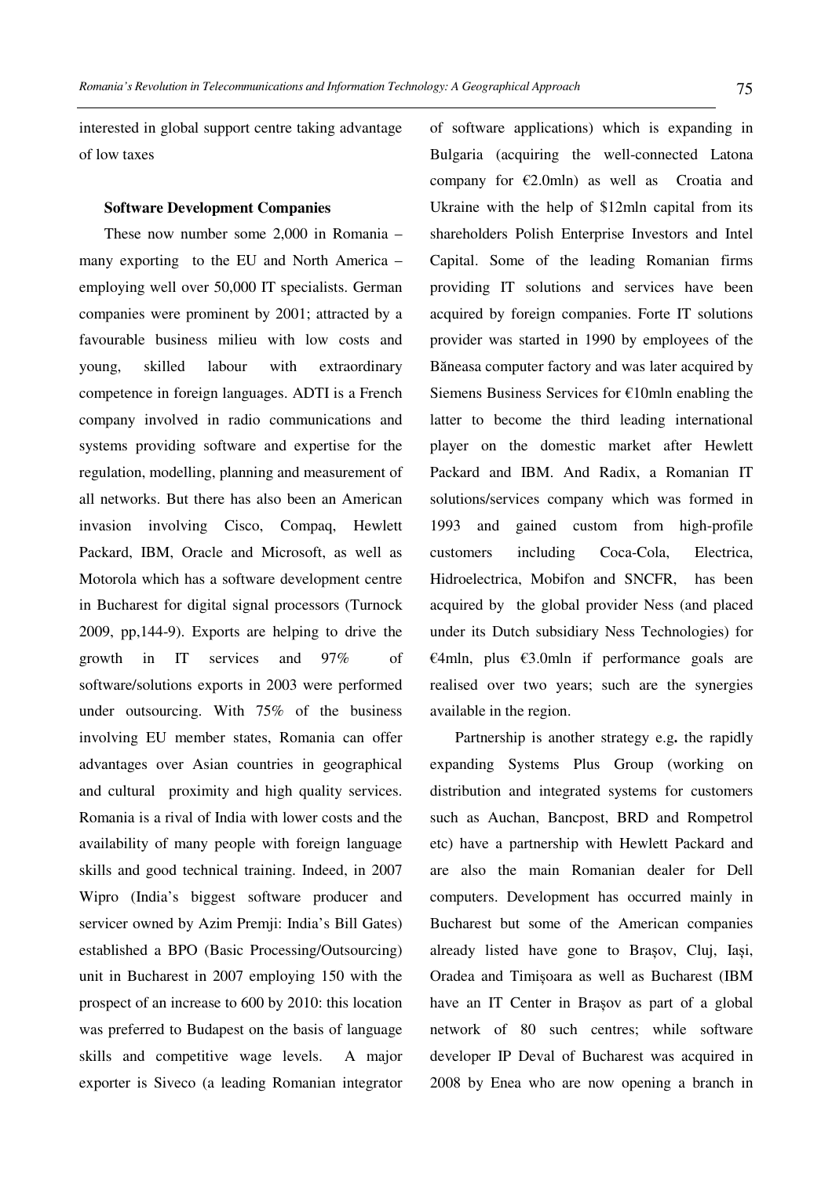interested in global support centre taking advantage of low taxes

**Software Development Companies**

These now number some 2,000 in Romania – many exporting to the EU and North America – employing well over 50,000 IT specialists. German companies were prominent by 2001; attracted by a favourable business milieu with low costs and young, skilled labour with extraordinary competence in foreign languages. ADTI is a French company involved in radio communications and systems providing software and expertise for the regulation, modelling, planning and measurement of all networks. But there has also been an American invasion involving Cisco, Compaq, Hewlett Packard, IBM, Oracle and Microsoft, as well as Motorola which has a software development centre in Bucharest for digital signal processors (Turnock 2009, pp,144-9). Exports are helping to drive the growth in IT services and 97% of software/solutions exports in 2003 were performed under outsourcing. With 75% of the business involving EU member states, Romania can offer advantages over Asian countries in geographical and cultural proximity and high quality services. Romania is a rival of India with lower costs and the availability of many people with foreign language skills and good technical training. Indeed, in 2007 Wipro (India's biggest software producer and servicer owned by Azim Premji: India's Bill Gates) established a BPO (Basic Processing/Outsourcing) unit in Bucharest in 2007 employing 150 with the prospect of an increase to 600 by 2010: this location was preferred to Budapest on the basis of language skills and competitive wage levels. A major exporter is Siveco (a leading Romanian integrator of software applications) which is expanding in Bulgaria (acquiring the well-connected Latona company for €2.0mln) as well as Croatia and Ukraine with the help of $12mln capital from its shareholders Polish Enterprise Investors and Intel Capital. Some of the leading Romanian firms providing IT solutions and services have been acquired by foreign companies. Forte IT solutions provider was started in 1990 by employees of the Băneasa computer factory and was later acquired by Siemens Business Services for €10mln enabling the latter to become the third leading international player on the domestic market after Hewlett Packard and IBM. And Radix, a Romanian IT solutions/services company which was formed in 1993 and gained custom from high-profile customers including Coca-Cola, Electrica, Hidroelectrica, Mobifon and SNCFR, has been acquired by the global provider Ness (and placed under its Dutch subsidiary Ness Technologies) for €4mln, plus €3.0mln if performance goals are realised over two years; such are the synergies available in the region.

Partnership is another strategy e.g**.** the rapidly expanding Systems Plus Group (working on distribution and integrated systems for customers such as Auchan, Bancpost, BRD and Rompetrol etc) have a partnership with Hewlett Packard and are also the main Romanian dealer for Dell computers. Development has occurred mainly in Bucharest but some of the American companies already listed have gone to Brașov, Cluj, Iași, Oradea and Timișoara as well as Bucharest (IBM have an IT Center in Brașov as part of a global network of 80 such centres; while software developer IP Deval of Bucharest was acquired in 2008 by Enea who are now opening a branch in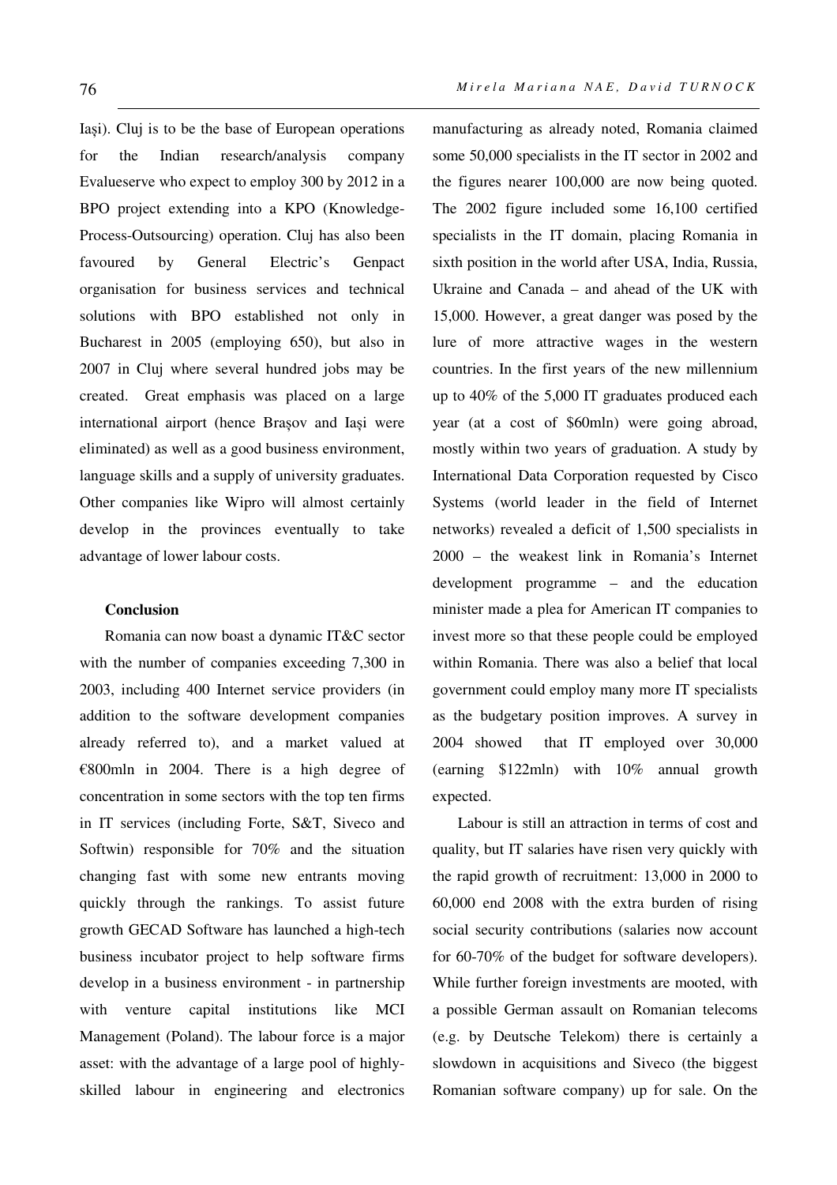Iași). Cluj is to be the base of European operations for the Indian research/analysis company Evalueserve who expect to employ 300 by 2012 in a BPO project extending into a KPO (Knowledge-Process-Outsourcing) operation. Cluj has also been favoured by General Electric's Genpact organisation for business services and technical solutions with BPO established not only in Bucharest in 2005 (employing 650), but also in 2007 in Cluj where several hundred jobs may be created. Great emphasis was placed on a large international airport (hence Brașov and Iași were eliminated) as well as a good business environment, language skills and a supply of university graduates. Other companies like Wipro will almost certainly develop in the provinces eventually to take advantage of lower labour costs.

**Conclusion**

Romania can now boast a dynamic IT&C sector with the number of companies exceeding 7,300 in 2003, including 400 Internet service providers (in addition to the software development companies already referred to), and a market valued at €800mln in 2004. There is a high degree of concentration in some sectors with the top ten firms in IT services (including Forte, S&T, Siveco and Softwin) responsible for 70% and the situation changing fast with some new entrants moving quickly through the rankings. To assist future growth GECAD Software has launched a high-tech business incubator project to help software firms develop in a business environment - in partnership with venture capital institutions like MCI Management (Poland). The labour force is a major asset: with the advantage of a large pool of highly-skilled labour in engineering and electronics manufacturing as already noted, Romania claimed some 50,000 specialists in the IT sector in 2002 and the figures nearer 100,000 are now being quoted. The 2002 figure included some 16,100 certified specialists in the IT domain, placing Romania in sixth position in the world after USA, India, Russia, Ukraine and Canada – and ahead of the UK with 15,000. However, a great danger was posed by the lure of more attractive wages in the western countries. In the first years of the new millennium up to 40% of the 5,000 IT graduates produced each year (at a cost of $60mln) were going abroad, mostly within two years of graduation. A study by International Data Corporation requested by Cisco Systems (world leader in the field of Internet networks) revealed a deficit of 1,500 specialists in 2000 – the weakest link in Romania's Internet development programme – and the education minister made a plea for American IT companies to invest more so that these people could be employed within Romania. There was also a belief that local government could employ many more IT specialists as the budgetary position improves. A survey in 2004 showed that IT employed over 30,000 (earning $122mln) with 10% annual growth expected.

Labour is still an attraction in terms of cost and quality, but IT salaries have risen very quickly with the rapid growth of recruitment: 13,000 in 2000 to 60,000 end 2008 with the extra burden of rising social security contributions (salaries now account for 60-70% of the budget for software developers). While further foreign investments are mooted, with a possible German assault on Romanian telecoms (e.g. by Deutsche Telekom) there is certainly a slowdown in acquisitions and Siveco (the biggest Romanian software company) up for sale. On the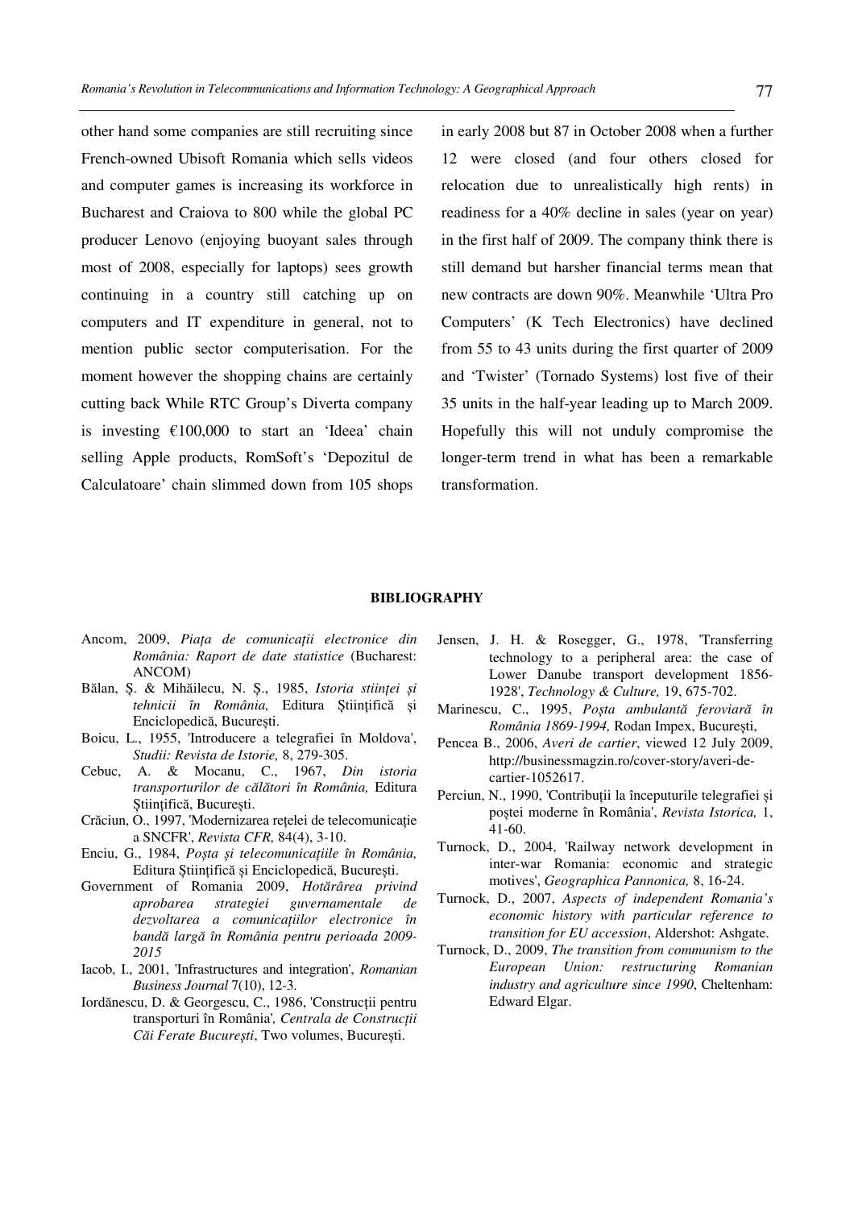other hand some companies are still recruiting since French-owned Ubisoft Romania which sells videos and computer games is increasing its workforce in Bucharest and Craiova to 800 while the global PC producer Lenovo (enjoying buoyant sales through most of 2008, especially for laptops) sees growth continuing in a country still catching up on computers and IT expenditure in general, not to mention public sector computerisation. For the moment however the shopping chains are certainly cutting back While RTC Group's Diverta company is investing €100,000 to start an 'Ideea' chain selling Apple products, RomSoft's 'Depozitul de Calculatoare' chain slimmed down from 105 shops in early 2008 but 87 in October 2008 when a further 12 were closed (and four others closed for relocation due to unrealistically high rents) in readiness for a 40% decline in sales (year on year) in the first half of 2009. The company think there is still demand but harsher financial terms mean that new contracts are down 90%. Meanwhile 'Ultra Pro Computers' (K Tech Electronics) have declined from 55 to 43 units during the first quarter of 2009 and 'Twister' (Tornado Systems) lost five of their 35 units in the half-year leading up to March 2009. Hopefully this will not unduly compromise the longer-term trend in what has been a remarkable transformation.

## BIBLIOGRAPHY

- Ancom, 2009, *Piața de comunicații electronice din România: Raport de date statistice* (Bucharest: ANCOM)
- Bălan, Ș. & Mihăilecu, N. Ș., 1985, *Istoria stiinței și tehnicii în România,* Editura Științifică și Enciclopedică, București.
- Boicu, L., 1955, 'Introducere a telegrafiei în Moldova', *Studii: Revista de Istorie,* 8, 279-305.
- Cebuc, A. & Mocanu, C., 1967, *Din istoria transporturilor de călători în România,* Editura Științifică, București.
- Crăciun, O., 1997, 'Modernizarea rețelei de telecomunicație a SNCFR', *Revista CFR,* 84(4), 3-10.
- Enciu, G., 1984, *Poșta și telecomunicațiile în România,* Editura Științifică și Enciclopedică, București.
- Government of Romania 2009, *Hotărârea privind aprobarea strategiei guvernamentale de dezvoltarea a comunicațiilor electronice în bandă largă în România pentru perioada 2009-2015*
- Iacob, I., 2001, 'Infrastructures and integration', *Romanian Business Journal* 7(10), 12-3.
- Iordănescu, D. & Georgescu, C., 1986, 'Construcții pentru transporturi în România'*, Centrala de Construcții Căi Ferate București*, Two volumes, București.
- Jensen, J. H. & Rosegger, G., 1978, 'Transferring technology to a peripheral area: the case of Lower Danube transport development 1856-1928', *Technology & Culture,* 19, 675-702.
- Marinescu, C., 1995, *Poșta ambulantă feroviară în România 1869-1994,* Rodan Impex, București,
- Pencea B., 2006, *Averi de cartier*, viewed 12 July 2009, http://businessmagzin.ro/cover-story/averi-de-cartier-1052617.
- Perciun, N., 1990, 'Contribuții la începuturile telegrafiei și poștei moderne în România', *Revista Istorica,* 1, 41-60.
- Turnock, D., 2004, 'Railway network development in inter-war Romania: economic and strategic motives', *Geographica Pannonica,* 8, 16-24.
- Turnock, D., 2007, *Aspects of independent Romania's economic history with particular reference to transition for EU accession*, Aldershot: Ashgate.
- Turnock, D., 2009, *The transition from communism to the European Union: restructuring Romanian industry and agriculture since 1990*, Cheltenham: Edward Elgar.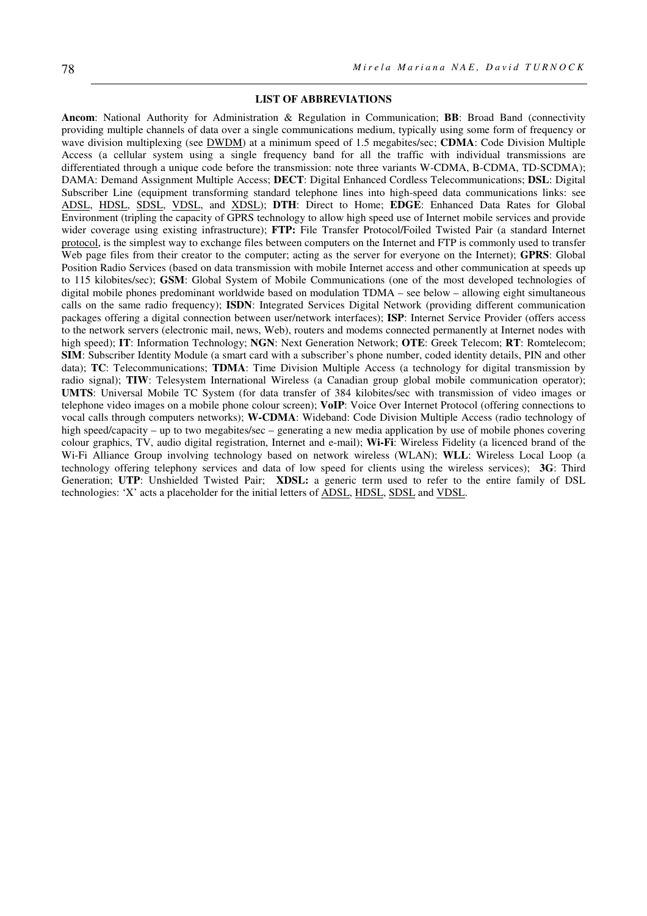## LIST OF ABBREVIATIONS

**Ancom**: National Authority for Administration & Regulation in Communication; **BB**: Broad Band (connectivity providing multiple channels of data over a single communications medium, typically using some form of frequency or wave division multiplexing (see DWDM) at a minimum speed of 1.5 megabites/sec; **CDMA**: Code Division Multiple Access (a cellular system using a single frequency band for all the traffic with individual transmissions are differentiated through a unique code before the transmission: note three variants W-CDMA, B-CDMA, TD-SCDMA); DAMA: Demand Assignment Multiple Access; **DECT**: Digital Enhanced Cordless Telecommunications; **DSL**: Digital Subscriber Line (equipment transforming standard telephone lines into high-speed data communications links: see ADSL, HDSL, SDSL, VDSL, and XDSL); **DTH**: Direct to Home; **EDGE**: Enhanced Data Rates for Global Environment (tripling the capacity of GPRS technology to allow high speed use of Internet mobile services and provide wider coverage using existing infrastructure); **FTP:** File Transfer Protocol/Foiled Twisted Pair (a standard Internet protocol, is the simplest way to exchange files between computers on the Internet and FTP is commonly used to transfer Web page files from their creator to the computer; acting as the server for everyone on the Internet); **GPRS**: Global Position Radio Services (based on data transmission with mobile Internet access and other communication at speeds up to 115 kilobites/sec); **GSM**: Global System of Mobile Communications (one of the most developed technologies of digital mobile phones predominant worldwide based on modulation TDMA – see below – allowing eight simultaneous calls on the same radio frequency); **ISDN**: Integrated Services Digital Network (providing different communication packages offering a digital connection between user/network interfaces); **ISP**: Internet Service Provider (offers access to the network servers (electronic mail, news, Web), routers and modems connected permanently at Internet nodes with high speed); **IT**: Information Technology; **NGN**: Next Generation Network; **OTE**: Greek Telecom; **RT**: Romtelecom; **SIM**: Subscriber Identity Module (a smart card with a subscriber's phone number, coded identity details, PIN and other data); **TC**: Telecommunications; **TDMA**: Time Division Multiple Access (a technology for digital transmission by radio signal); **TIW**: Telesystem International Wireless (a Canadian group global mobile communication operator); **UMTS**: Universal Mobile TC System (for data transfer of 384 kilobites/sec with transmission of video images or telephone video images on a mobile phone colour screen); **VoIP**: Voice Over Internet Protocol (offering connections to vocal calls through computers networks); **W-CDMA**: Wideband: Code Division Multiple Access (radio technology of high speed/capacity – up to two megabites/sec – generating a new media application by use of mobile phones covering colour graphics, TV, audio digital registration, Internet and e-mail); **Wi-Fi**: Wireless Fidelity (a licenced brand of the Wi-Fi Alliance Group involving technology based on network wireless (WLAN); **WLL**: Wireless Local Loop (a technology offering telephony services and data of low speed for clients using the wireless services); **3G**: Third Generation; **UTP**: Unshielded Twisted Pair; **XDSL:** a generic term used to refer to the entire family of DSL technologies: 'X' acts a placeholder for the initial letters of ADSL, HDSL, SDSL and VDSL.